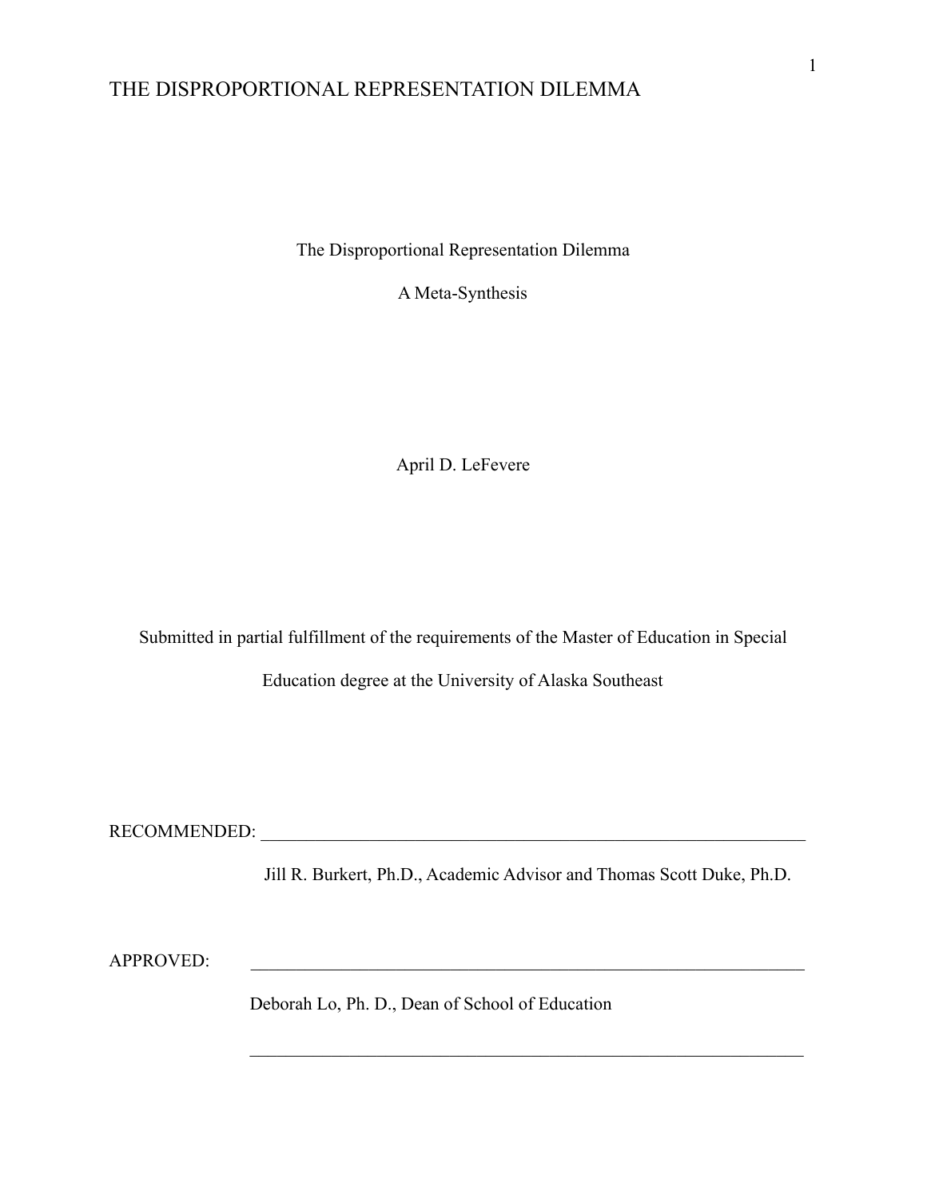# The Disproportional Representation Dilemma

## A Meta-Synthesis

April D. LeFevere

Submitted in partial fulfillment of the requirements of the Master of Education in Special Education degree at the University of Alaska Southeast

RECOMMENDED: ____________________________________________________________

Jill R. Burkert, Ph.D., Academic Advisor and Thomas Scott Duke, Ph.D.

APPROVED: ____________________________________________________________

Deborah Lo, Ph. D., Dean of School of Education

____________________________________________________________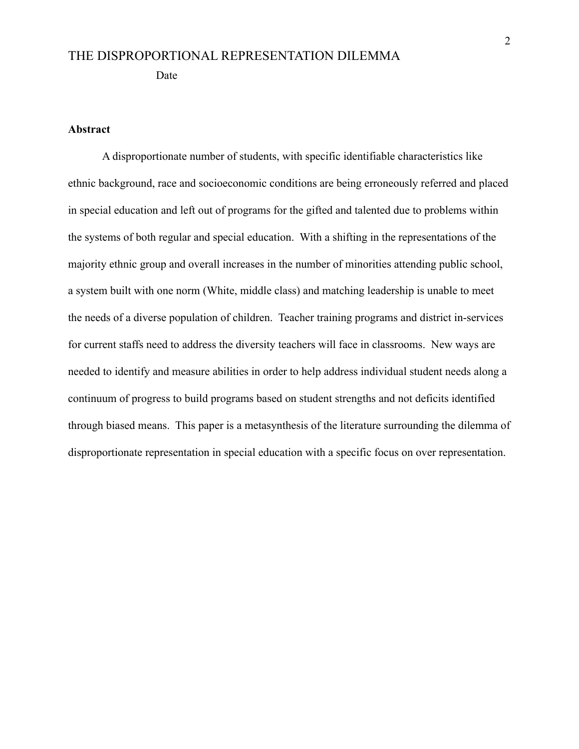Date

**Abstract**

A disproportionate number of students, with specific identifiable characteristics like ethnic background, race and socioeconomic conditions are being erroneously referred and placed in special education and left out of programs for the gifted and talented due to problems within the systems of both regular and special education. With a shifting in the representations of the majority ethnic group and overall increases in the number of minorities attending public school, a system built with one norm (White, middle class) and matching leadership is unable to meet the needs of a diverse population of children. Teacher training programs and district in-services for current staffs need to address the diversity teachers will face in classrooms. New ways are needed to identify and measure abilities in order to help address individual student needs along a continuum of progress to build programs based on student strengths and not deficits identified through biased means. This paper is a metasynthesis of the literature surrounding the dilemma of disproportionate representation in special education with a specific focus on over representation.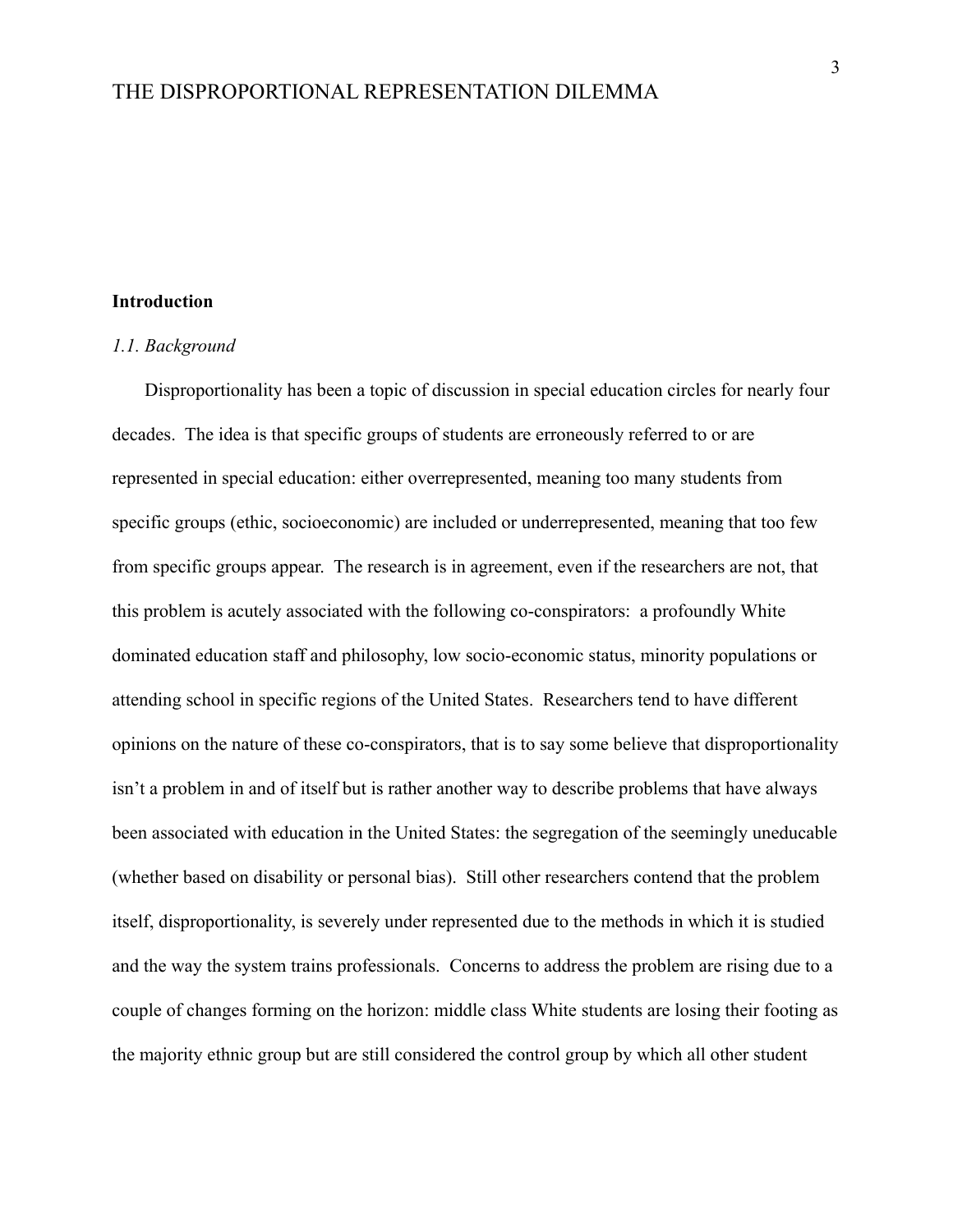## Introduction

### *1.1. Background*

Disproportionality has been a topic of discussion in special education circles for nearly four decades. The idea is that specific groups of students are erroneously referred to or are represented in special education: either overrepresented, meaning too many students from specific groups (ethic, socioeconomic) are included or underrepresented, meaning that too few from specific groups appear. The research is in agreement, even if the researchers are not, that this problem is acutely associated with the following co-conspirators: a profoundly White dominated education staff and philosophy, low socio-economic status, minority populations or attending school in specific regions of the United States. Researchers tend to have different opinions on the nature of these co-conspirators, that is to say some believe that disproportionality isn't a problem in and of itself but is rather another way to describe problems that have always been associated with education in the United States: the segregation of the seemingly uneducable (whether based on disability or personal bias). Still other researchers contend that the problem itself, disproportionality, is severely under represented due to the methods in which it is studied and the way the system trains professionals. Concerns to address the problem are rising due to a couple of changes forming on the horizon: middle class White students are losing their footing as the majority ethnic group but are still considered the control group by which all other student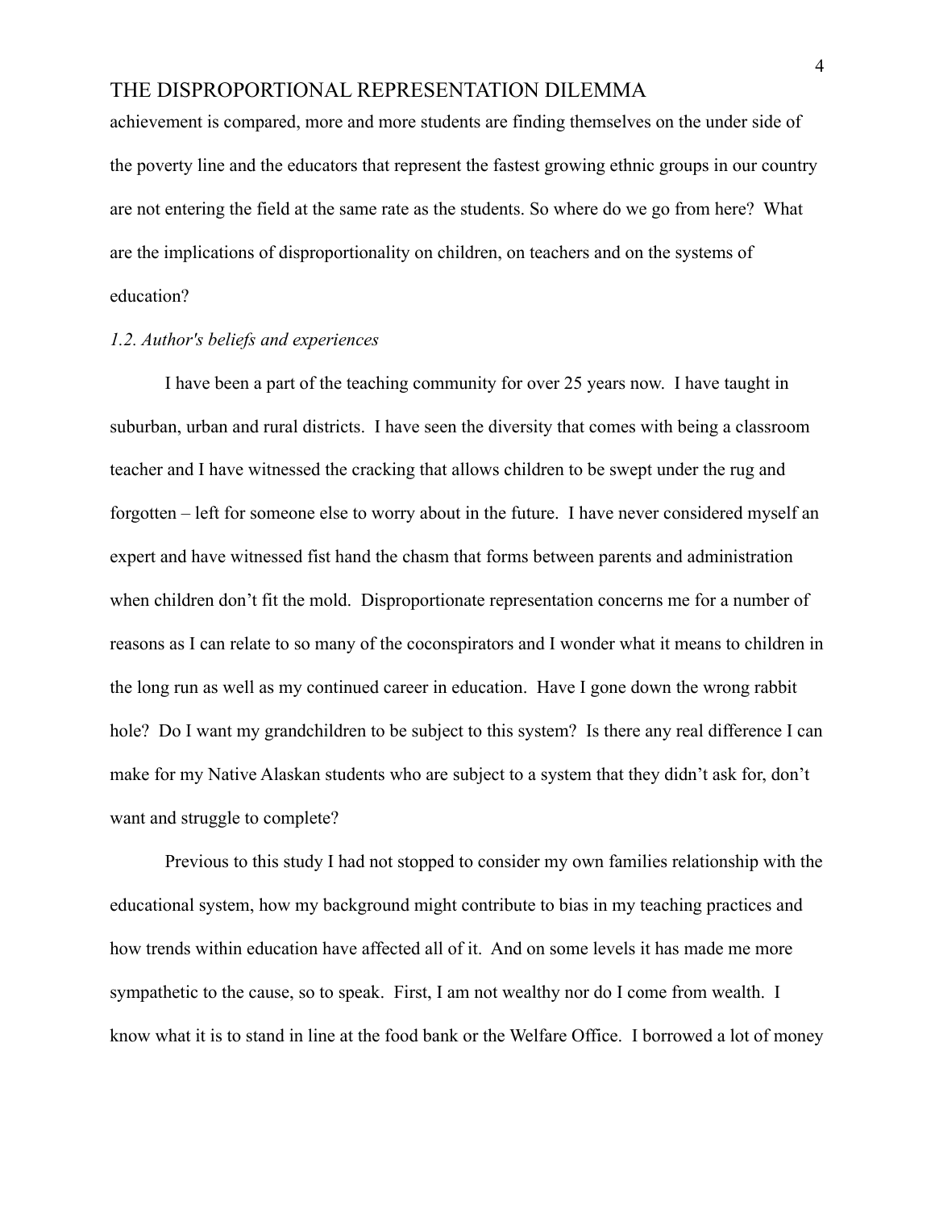achievement is compared, more and more students are finding themselves on the under side of the poverty line and the educators that represent the fastest growing ethnic groups in our country are not entering the field at the same rate as the students. So where do we go from here? What are the implications of disproportionality on children, on teachers and on the systems of education?

### *1.2. Author's beliefs and experiences*

I have been a part of the teaching community for over 25 years now. I have taught in suburban, urban and rural districts. I have seen the diversity that comes with being a classroom teacher and I have witnessed the cracking that allows children to be swept under the rug and forgotten – left for someone else to worry about in the future. I have never considered myself an expert and have witnessed fist hand the chasm that forms between parents and administration when children don't fit the mold. Disproportionate representation concerns me for a number of reasons as I can relate to so many of the coconspirators and I wonder what it means to children in the long run as well as my continued career in education. Have I gone down the wrong rabbit hole? Do I want my grandchildren to be subject to this system? Is there any real difference I can make for my Native Alaskan students who are subject to a system that they didn't ask for, don't want and struggle to complete?

Previous to this study I had not stopped to consider my own families relationship with the educational system, how my background might contribute to bias in my teaching practices and how trends within education have affected all of it. And on some levels it has made me more sympathetic to the cause, so to speak. First, I am not wealthy nor do I come from wealth. I know what it is to stand in line at the food bank or the Welfare Office. I borrowed a lot of money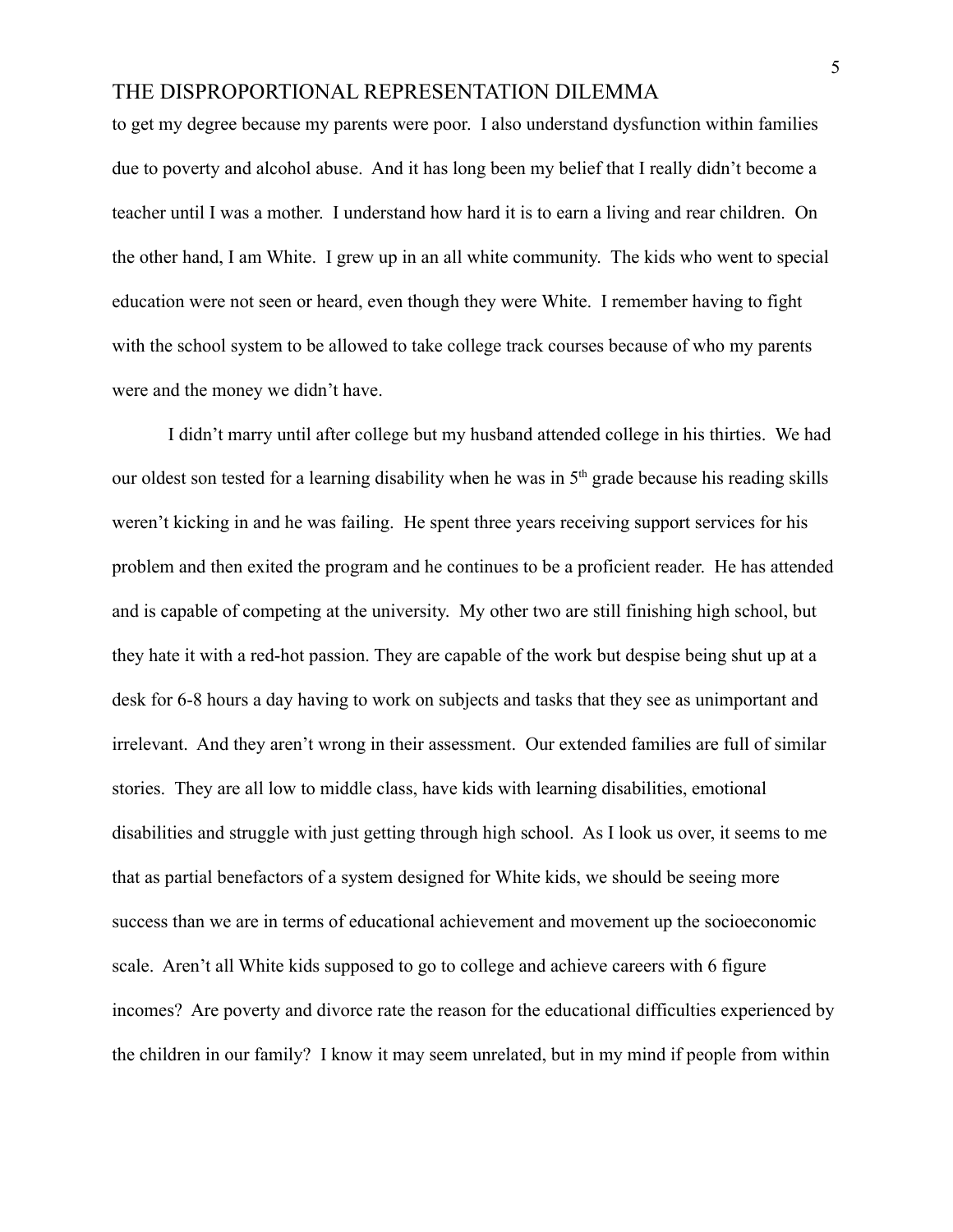to get my degree because my parents were poor. I also understand dysfunction within families due to poverty and alcohol abuse. And it has long been my belief that I really didn't become a teacher until I was a mother. I understand how hard it is to earn a living and rear children. On the other hand, I am White. I grew up in an all white community. The kids who went to special education were not seen or heard, even though they were White. I remember having to fight with the school system to be allowed to take college track courses because of who my parents were and the money we didn't have.

I didn't marry until after college but my husband attended college in his thirties. We had our oldest son tested for a learning disability when he was in 5th grade because his reading skills weren't kicking in and he was failing. He spent three years receiving support services for his problem and then exited the program and he continues to be a proficient reader. He has attended and is capable of competing at the university. My other two are still finishing high school, but they hate it with a red-hot passion. They are capable of the work but despise being shut up at a desk for 6-8 hours a day having to work on subjects and tasks that they see as unimportant and irrelevant. And they aren't wrong in their assessment. Our extended families are full of similar stories. They are all low to middle class, have kids with learning disabilities, emotional disabilities and struggle with just getting through high school. As I look us over, it seems to me that as partial benefactors of a system designed for White kids, we should be seeing more success than we are in terms of educational achievement and movement up the socioeconomic scale. Aren't all White kids supposed to go to college and achieve careers with 6 figure incomes? Are poverty and divorce rate the reason for the educational difficulties experienced by the children in our family? I know it may seem unrelated, but in my mind if people from within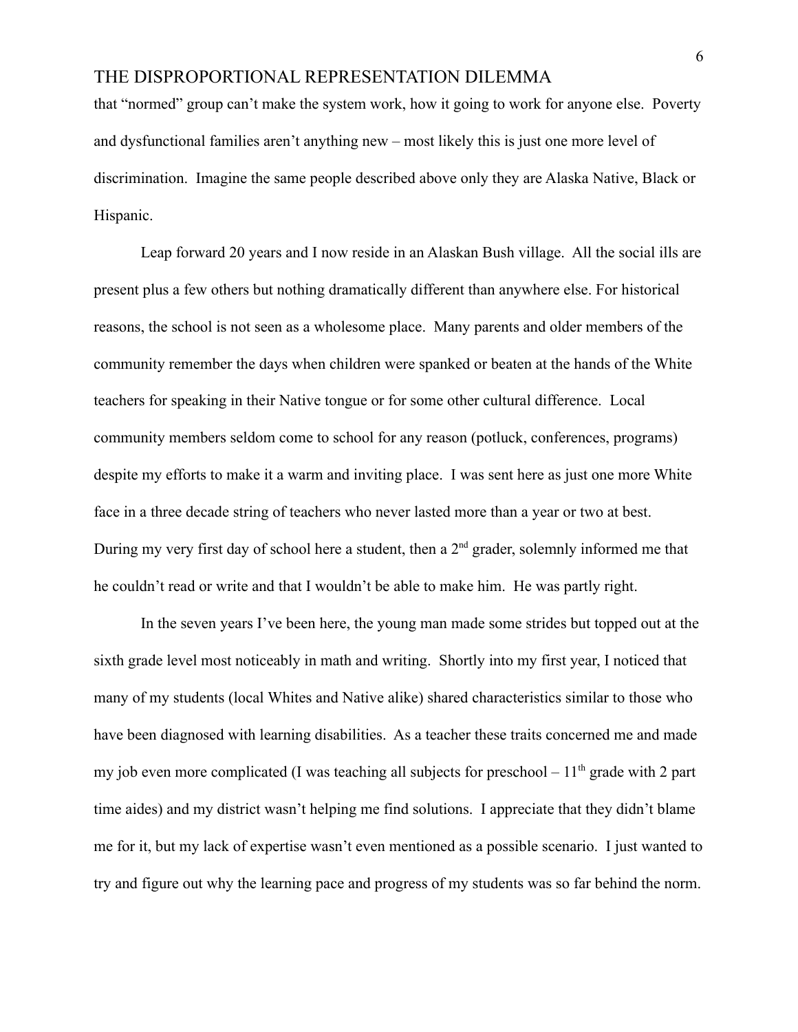that "normed" group can't make the system work, how it going to work for anyone else. Poverty and dysfunctional families aren't anything new – most likely this is just one more level of discrimination. Imagine the same people described above only they are Alaska Native, Black or Hispanic.

Leap forward 20 years and I now reside in an Alaskan Bush village. All the social ills are present plus a few others but nothing dramatically different than anywhere else. For historical reasons, the school is not seen as a wholesome place. Many parents and older members of the community remember the days when children were spanked or beaten at the hands of the White teachers for speaking in their Native tongue or for some other cultural difference. Local community members seldom come to school for any reason (potluck, conferences, programs) despite my efforts to make it a warm and inviting place. I was sent here as just one more White face in a three decade string of teachers who never lasted more than a year or two at best. During my very first day of school here a student, then a 2nd grader, solemnly informed me that he couldn't read or write and that I wouldn't be able to make him. He was partly right.

In the seven years I've been here, the young man made some strides but topped out at the sixth grade level most noticeably in math and writing. Shortly into my first year, I noticed that many of my students (local Whites and Native alike) shared characteristics similar to those who have been diagnosed with learning disabilities. As a teacher these traits concerned me and made my job even more complicated (I was teaching all subjects for preschool – 11th grade with 2 part time aides) and my district wasn't helping me find solutions. I appreciate that they didn't blame me for it, but my lack of expertise wasn't even mentioned as a possible scenario. I just wanted to try and figure out why the learning pace and progress of my students was so far behind the norm.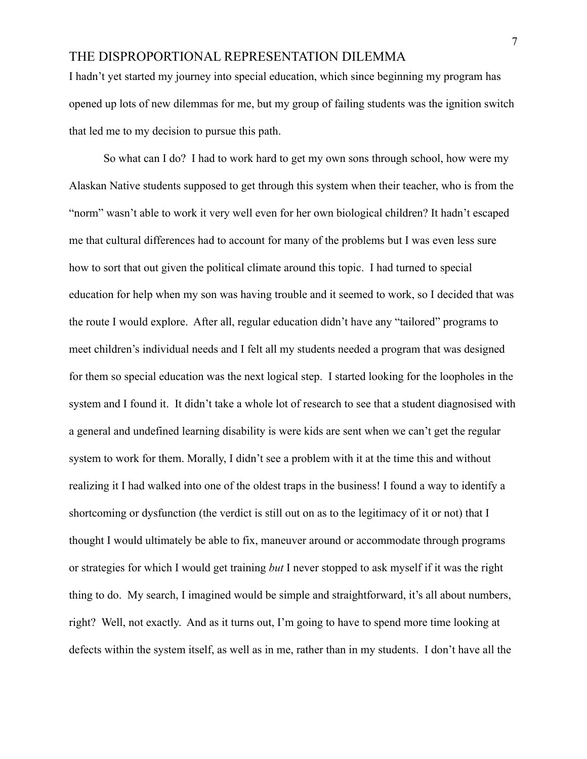I hadn't yet started my journey into special education, which since beginning my program has opened up lots of new dilemmas for me, but my group of failing students was the ignition switch that led me to my decision to pursue this path.

So what can I do? I had to work hard to get my own sons through school, how were my Alaskan Native students supposed to get through this system when their teacher, who is from the "norm" wasn't able to work it very well even for her own biological children? It hadn't escaped me that cultural differences had to account for many of the problems but I was even less sure how to sort that out given the political climate around this topic. I had turned to special education for help when my son was having trouble and it seemed to work, so I decided that was the route I would explore. After all, regular education didn't have any "tailored" programs to meet children's individual needs and I felt all my students needed a program that was designed for them so special education was the next logical step. I started looking for the loopholes in the system and I found it. It didn't take a whole lot of research to see that a student diagnosised with a general and undefined learning disability is were kids are sent when we can't get the regular system to work for them. Morally, I didn't see a problem with it at the time this and without realizing it I had walked into one of the oldest traps in the business! I found a way to identify a shortcoming or dysfunction (the verdict is still out on as to the legitimacy of it or not) that I thought I would ultimately be able to fix, maneuver around or accommodate through programs or strategies for which I would get training *but* I never stopped to ask myself if it was the right thing to do. My search, I imagined would be simple and straightforward, it's all about numbers, right? Well, not exactly. And as it turns out, I'm going to have to spend more time looking at defects within the system itself, as well as in me, rather than in my students. I don't have all the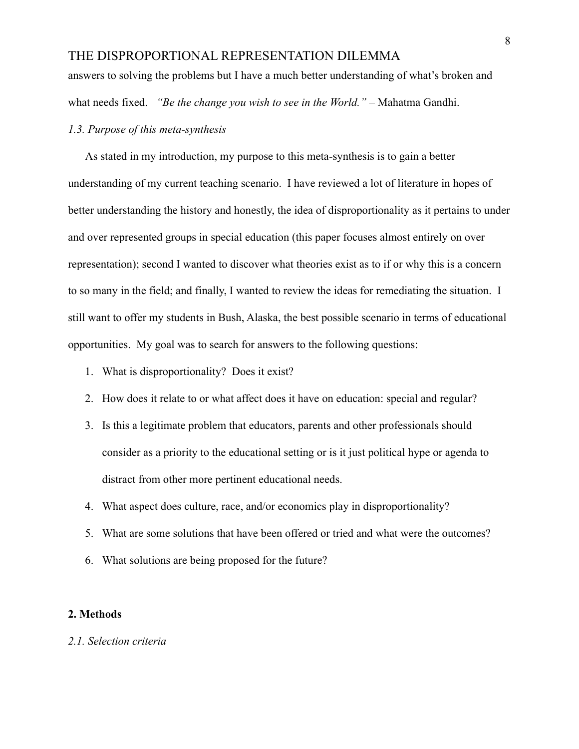answers to solving the problems but I have a much better understanding of what's broken and what needs fixed. *"Be the change you wish to see in the World."* – Mahatma Gandhi.

### *1.3. Purpose of this meta-synthesis*

As stated in my introduction, my purpose to this meta-synthesis is to gain a better understanding of my current teaching scenario. I have reviewed a lot of literature in hopes of better understanding the history and honestly, the idea of disproportionality as it pertains to under and over represented groups in special education (this paper focuses almost entirely on over representation); second I wanted to discover what theories exist as to if or why this is a concern to so many in the field; and finally, I wanted to review the ideas for remediating the situation. I still want to offer my students in Bush, Alaska, the best possible scenario in terms of educational opportunities. My goal was to search for answers to the following questions:

1. What is disproportionality? Does it exist?
2. How does it relate to or what affect does it have on education: special and regular?
3. Is this a legitimate problem that educators, parents and other professionals should consider as a priority to the educational setting or is it just political hype or agenda to distract from other more pertinent educational needs.
4. What aspect does culture, race, and/or economics play in disproportionality?
5. What are some solutions that have been offered or tried and what were the outcomes?
6. What solutions are being proposed for the future?

## 2. Methods

### *2.1. Selection criteria*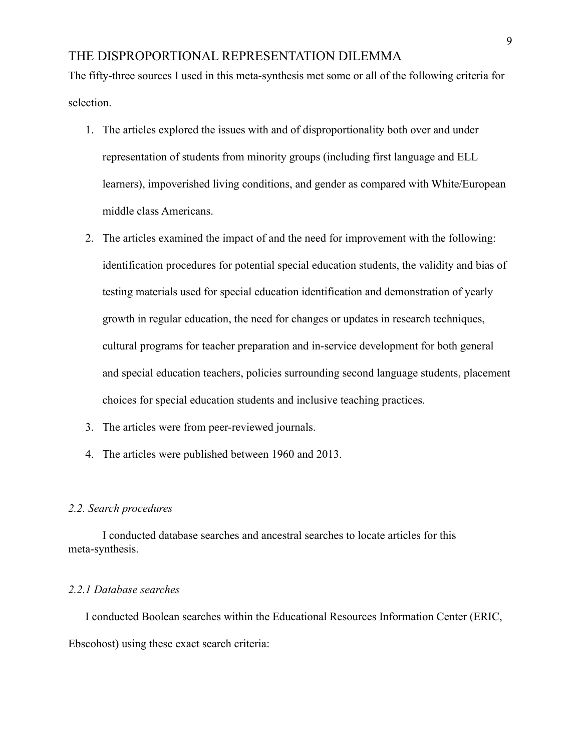The fifty-three sources I used in this meta-synthesis met some or all of the following criteria for selection.

1. The articles explored the issues with and of disproportionality both over and under representation of students from minority groups (including first language and ELL learners), impoverished living conditions, and gender as compared with White/European middle class Americans.
2. The articles examined the impact of and the need for improvement with the following: identification procedures for potential special education students, the validity and bias of testing materials used for special education identification and demonstration of yearly growth in regular education, the need for changes or updates in research techniques, cultural programs for teacher preparation and in-service development for both general and special education teachers, policies surrounding second language students, placement choices for special education students and inclusive teaching practices.
3. The articles were from peer-reviewed journals.
4. The articles were published between 1960 and 2013.

### *2.2. Search procedures*

I conducted database searches and ancestral searches to locate articles for this meta-synthesis.

#### *2.2.1 Database searches*

I conducted Boolean searches within the Educational Resources Information Center (ERIC, Ebscohost) using these exact search criteria: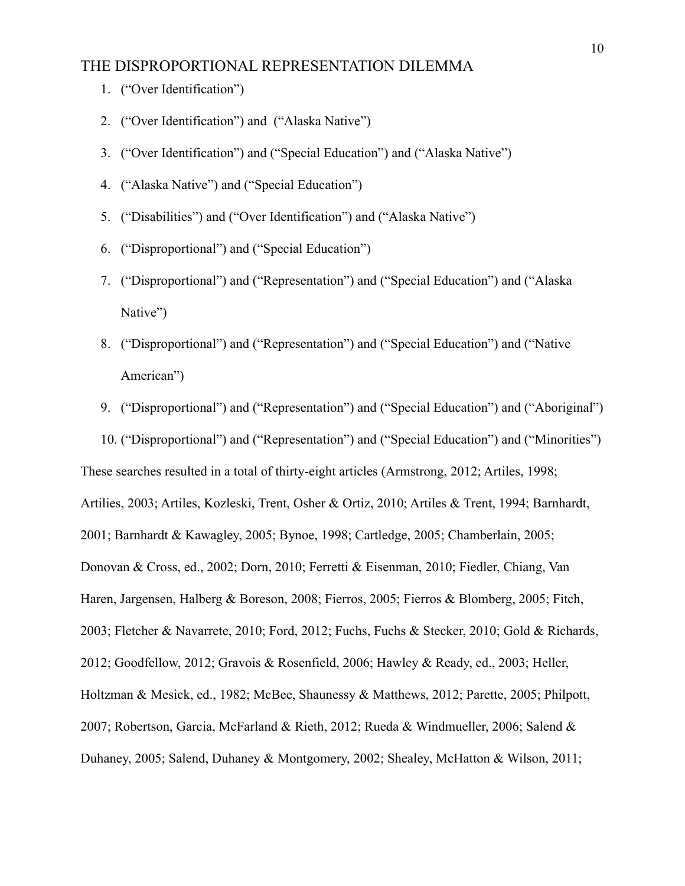# THE DISPROPORTIONAL REPRESENTATION DILEMMA

1. ("Over Identification")
2. ("Over Identification") and ("Alaska Native")
3. ("Over Identification") and ("Special Education") and ("Alaska Native")
4. ("Alaska Native") and ("Special Education")
5. ("Disabilities") and ("Over Identification") and ("Alaska Native")
6. ("Disproportional") and ("Special Education")
7. ("Disproportional") and ("Representation") and ("Special Education") and ("Alaska Native")
8. ("Disproportional") and ("Representation") and ("Special Education") and ("Native American")
9. ("Disproportional") and ("Representation") and ("Special Education") and ("Aboriginal")
10. ("Disproportional") and ("Representation") and ("Special Education") and ("Minorities")

These searches resulted in a total of thirty-eight articles (Armstrong, 2012; Artiles, 1998; Artilies, 2003; Artiles, Kozleski, Trent, Osher & Ortiz, 2010; Artiles & Trent, 1994; Barnhardt, 2001; Barnhardt & Kawagley, 2005; Bynoe, 1998; Cartledge, 2005; Chamberlain, 2005; Donovan & Cross, ed., 2002; Dorn, 2010; Ferretti & Eisenman, 2010; Fiedler, Chiang, Van Haren, Jargensen, Halberg & Boreson, 2008; Fierros, 2005; Fierros & Blomberg, 2005; Fitch, 2003; Fletcher & Navarrete, 2010; Ford, 2012; Fuchs, Fuchs & Stecker, 2010; Gold & Richards, 2012; Goodfellow, 2012; Gravois & Rosenfield, 2006; Hawley & Ready, ed., 2003; Heller, Holtzman & Mesick, ed., 1982; McBee, Shaunessy & Matthews, 2012; Parette, 2005; Philpott, 2007; Robertson, Garcia, McFarland & Rieth, 2012; Rueda & Windmueller, 2006; Salend & Duhaney, 2005; Salend, Duhaney & Montgomery, 2002; Shealey, McHatton & Wilson, 2011;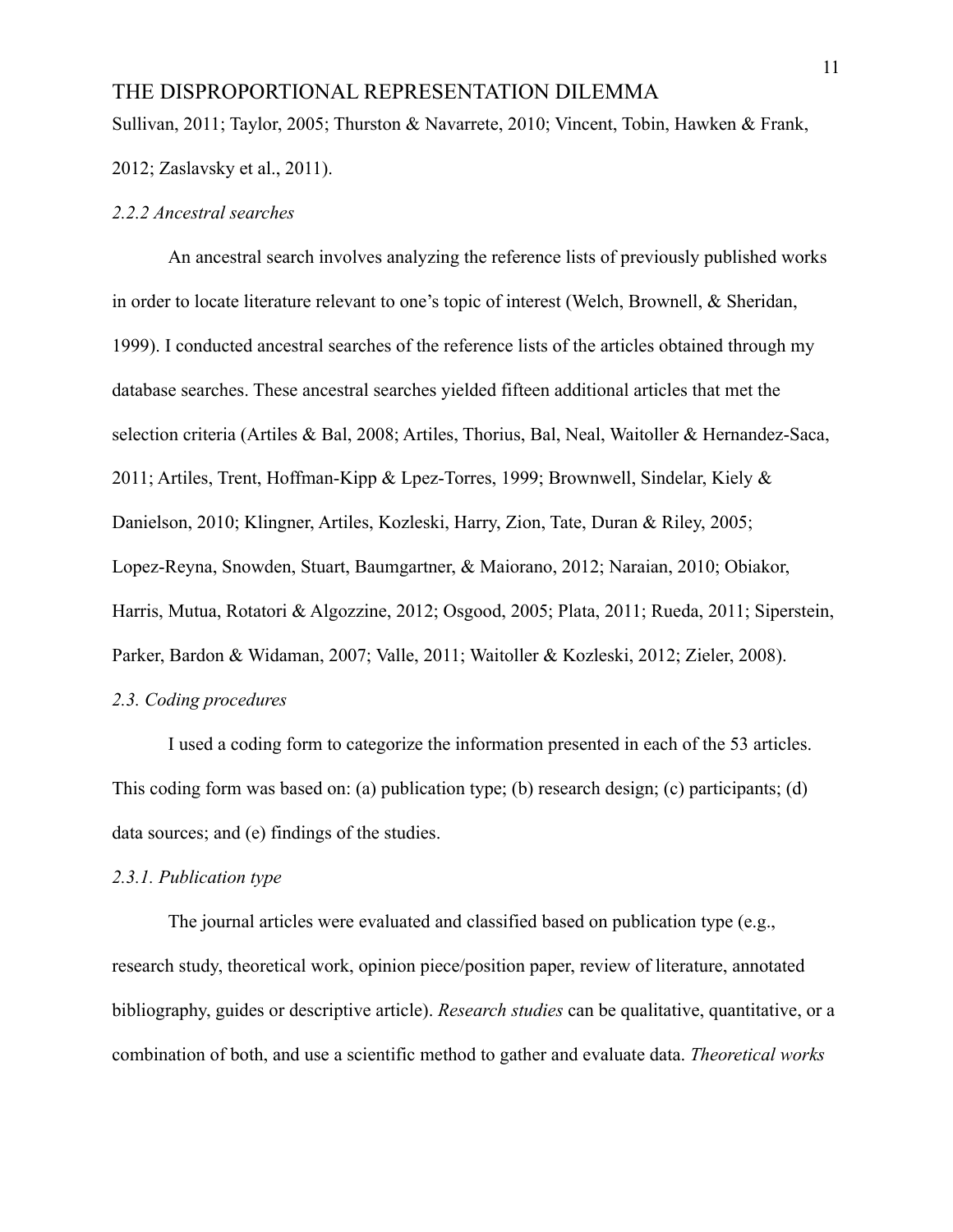Sullivan, 2011; Taylor, 2005; Thurston & Navarrete, 2010; Vincent, Tobin, Hawken & Frank, 2012; Zaslavsky et al., 2011).

### *2.2.2 Ancestral searches*

An ancestral search involves analyzing the reference lists of previously published works in order to locate literature relevant to one's topic of interest (Welch, Brownell, & Sheridan, 1999). I conducted ancestral searches of the reference lists of the articles obtained through my database searches. These ancestral searches yielded fifteen additional articles that met the selection criteria (Artiles & Bal, 2008; Artiles, Thorius, Bal, Neal, Waitoller & Hernandez-Saca, 2011; Artiles, Trent, Hoffman-Kipp & Lpez-Torres, 1999; Brownwell, Sindelar, Kiely & Danielson, 2010; Klingner, Artiles, Kozleski, Harry, Zion, Tate, Duran & Riley, 2005; Lopez-Reyna, Snowden, Stuart, Baumgartner, & Maiorano, 2012; Naraian, 2010; Obiakor, Harris, Mutua, Rotatori & Algozzine, 2012; Osgood, 2005; Plata, 2011; Rueda, 2011; Siperstein, Parker, Bardon & Widaman, 2007; Valle, 2011; Waitoller & Kozleski, 2012; Zieler, 2008).

## *2.3. Coding procedures*

I used a coding form to categorize the information presented in each of the 53 articles. This coding form was based on: (a) publication type; (b) research design; (c) participants; (d) data sources; and (e) findings of the studies.

### *2.3.1. Publication type*

The journal articles were evaluated and classified based on publication type (e.g., research study, theoretical work, opinion piece/position paper, review of literature, annotated bibliography, guides or descriptive article). *Research studies* can be qualitative, quantitative, or a combination of both, and use a scientific method to gather and evaluate data. *Theoretical works*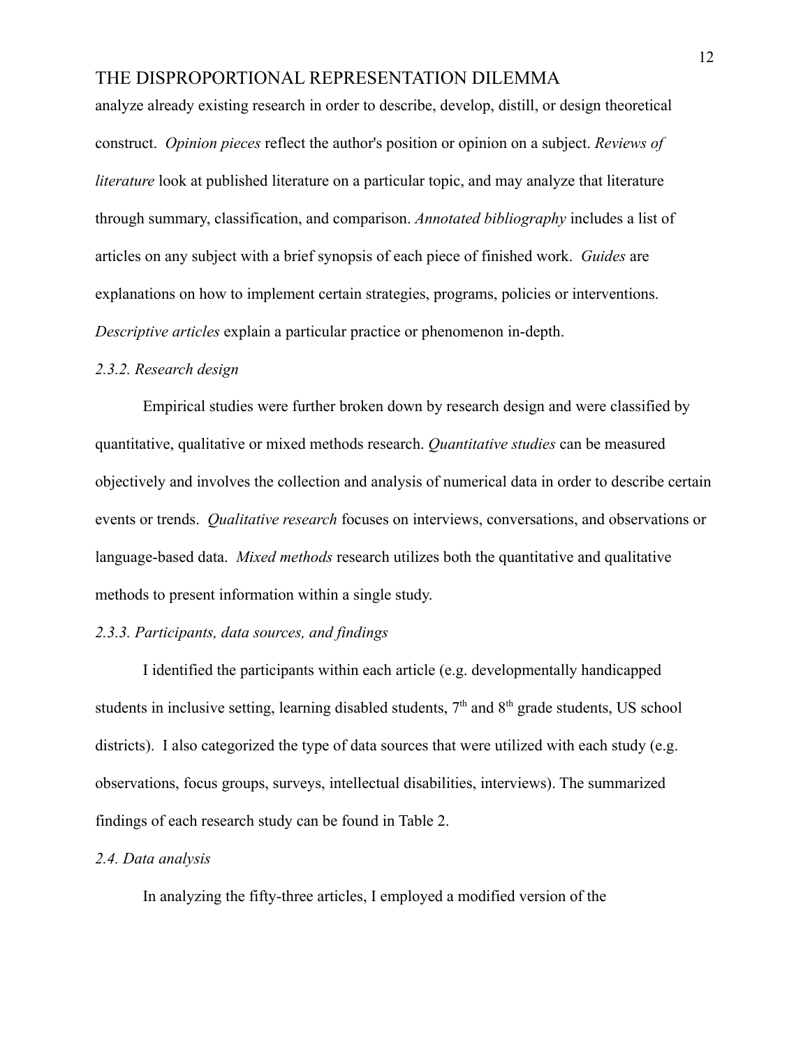analyze already existing research in order to describe, develop, distill, or design theoretical construct. *Opinion pieces* reflect the author's position or opinion on a subject. *Reviews of literature* look at published literature on a particular topic, and may analyze that literature through summary, classification, and comparison. *Annotated bibliography* includes a list of articles on any subject with a brief synopsis of each piece of finished work. *Guides* are explanations on how to implement certain strategies, programs, policies or interventions. *Descriptive articles* explain a particular practice or phenomenon in-depth.

### *2.3.2. Research design*

Empirical studies were further broken down by research design and were classified by quantitative, qualitative or mixed methods research. *Quantitative studies* can be measured objectively and involves the collection and analysis of numerical data in order to describe certain events or trends. *Qualitative research* focuses on interviews, conversations, and observations or language-based data. *Mixed methods* research utilizes both the quantitative and qualitative methods to present information within a single study.

### *2.3.3. Participants, data sources, and findings*

I identified the participants within each article (e.g. developmentally handicapped students in inclusive setting, learning disabled students, 7th and 8th grade students, US school districts). I also categorized the type of data sources that were utilized with each study (e.g. observations, focus groups, surveys, intellectual disabilities, interviews). The summarized findings of each research study can be found in Table 2.

### *2.4. Data analysis*

In analyzing the fifty-three articles, I employed a modified version of the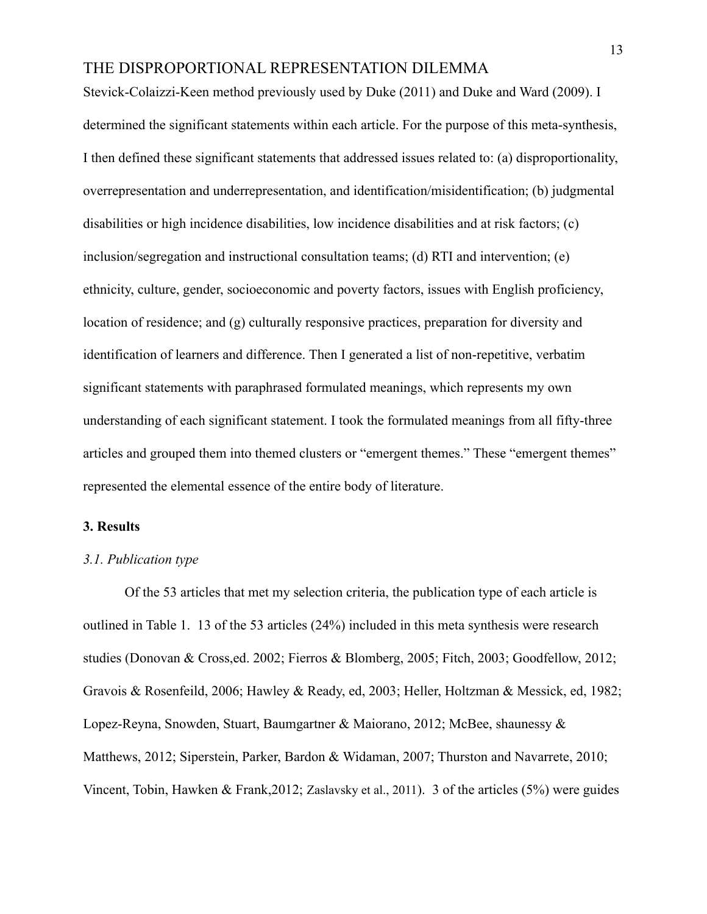Stevick-Colaizzi-Keen method previously used by Duke (2011) and Duke and Ward (2009). I determined the significant statements within each article. For the purpose of this meta-synthesis, I then defined these significant statements that addressed issues related to: (a) disproportionality, overrepresentation and underrepresentation, and identification/misidentification; (b) judgmental disabilities or high incidence disabilities, low incidence disabilities and at risk factors; (c) inclusion/segregation and instructional consultation teams; (d) RTI and intervention; (e) ethnicity, culture, gender, socioeconomic and poverty factors, issues with English proficiency, location of residence; and (g) culturally responsive practices, preparation for diversity and identification of learners and difference. Then I generated a list of non-repetitive, verbatim significant statements with paraphrased formulated meanings, which represents my own understanding of each significant statement. I took the formulated meanings from all fifty-three articles and grouped them into themed clusters or "emergent themes." These "emergent themes" represented the elemental essence of the entire body of literature.

**3. Results**

*3.1. Publication type*

Of the 53 articles that met my selection criteria, the publication type of each article is outlined in Table 1. 13 of the 53 articles (24%) included in this meta synthesis were research studies (Donovan & Cross,ed. 2002; Fierros & Blomberg, 2005; Fitch, 2003; Goodfellow, 2012; Gravois & Rosenfeild, 2006; Hawley & Ready, ed, 2003; Heller, Holtzman & Messick, ed, 1982; Lopez-Reyna, Snowden, Stuart, Baumgartner & Maiorano, 2012; McBee, shaunessy & Matthews, 2012; Siperstein, Parker, Bardon & Widaman, 2007; Thurston and Navarrete, 2010; Vincent, Tobin, Hawken & Frank,2012; Zaslavsky et al., 2011). 3 of the articles (5%) were guides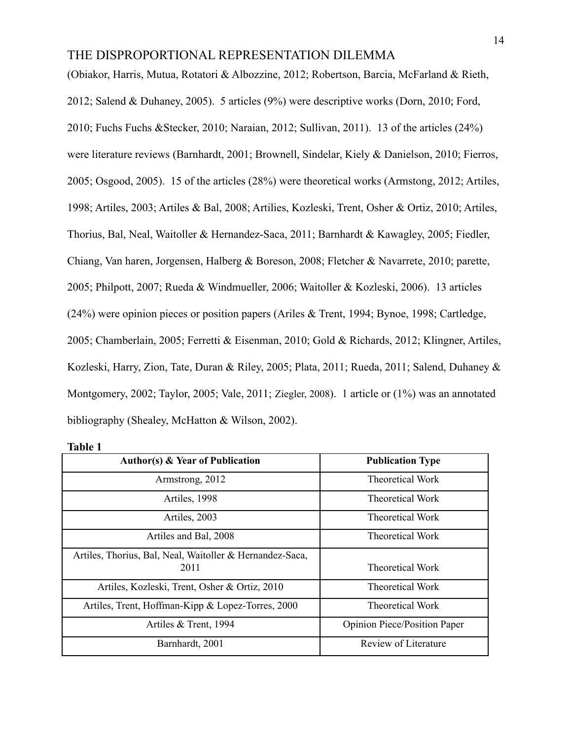(Obiakor, Harris, Mutua, Rotatori & Albozzine, 2012; Robertson, Barcia, McFarland & Rieth, 2012; Salend & Duhaney, 2005). 5 articles (9%) were descriptive works (Dorn, 2010; Ford, 2010; Fuchs Fuchs &Stecker, 2010; Naraian, 2012; Sullivan, 2011). 13 of the articles (24%) were literature reviews (Barnhardt, 2001; Brownell, Sindelar, Kiely & Danielson, 2010; Fierros, 2005; Osgood, 2005). 15 of the articles (28%) were theoretical works (Armstong, 2012; Artiles, 1998; Artiles, 2003; Artiles & Bal, 2008; Artilies, Kozleski, Trent, Osher & Ortiz, 2010; Artiles, Thorius, Bal, Neal, Waitoller & Hernandez-Saca, 2011; Barnhardt & Kawagley, 2005; Fiedler, Chiang, Van haren, Jorgensen, Halberg & Boreson, 2008; Fletcher & Navarrete, 2010; parette, 2005; Philpott, 2007; Rueda & Windmueller, 2006; Waitoller & Kozleski, 2006). 13 articles (24%) were opinion pieces or position papers (Ariles & Trent, 1994; Bynoe, 1998; Cartledge, 2005; Chamberlain, 2005; Ferretti & Eisenman, 2010; Gold & Richards, 2012; Klingner, Artiles, Kozleski, Harry, Zion, Tate, Duran & Riley, 2005; Plata, 2011; Rueda, 2011; Salend, Duhaney & Montgomery, 2002; Taylor, 2005; Vale, 2011; Ziegler, 2008). 1 article or (1%) was an annotated bibliography (Shealey, McHatton & Wilson, 2002).

**Table 1**

| Author(s) & Year of Publication | Publication Type |
|---|---|
| Armstrong, 2012 | Theoretical Work |
| Artiles, 1998 | Theoretical Work |
| Artiles, 2003 | Theoretical Work |
| Artiles and Bal, 2008 | Theoretical Work |
| Artiles, Thorius, Bal, Neal, Waitoller & Hernandez-Saca, 2011 | Theoretical Work |
| Artiles, Kozleski, Trent, Osher & Ortiz, 2010 | Theoretical Work |
| Artiles, Trent, Hoffman-Kipp & Lopez-Torres, 2000 | Theoretical Work |
| Artiles & Trent, 1994 | Opinion Piece/Position Paper |
| Barnhardt, 2001 | Review of Literature |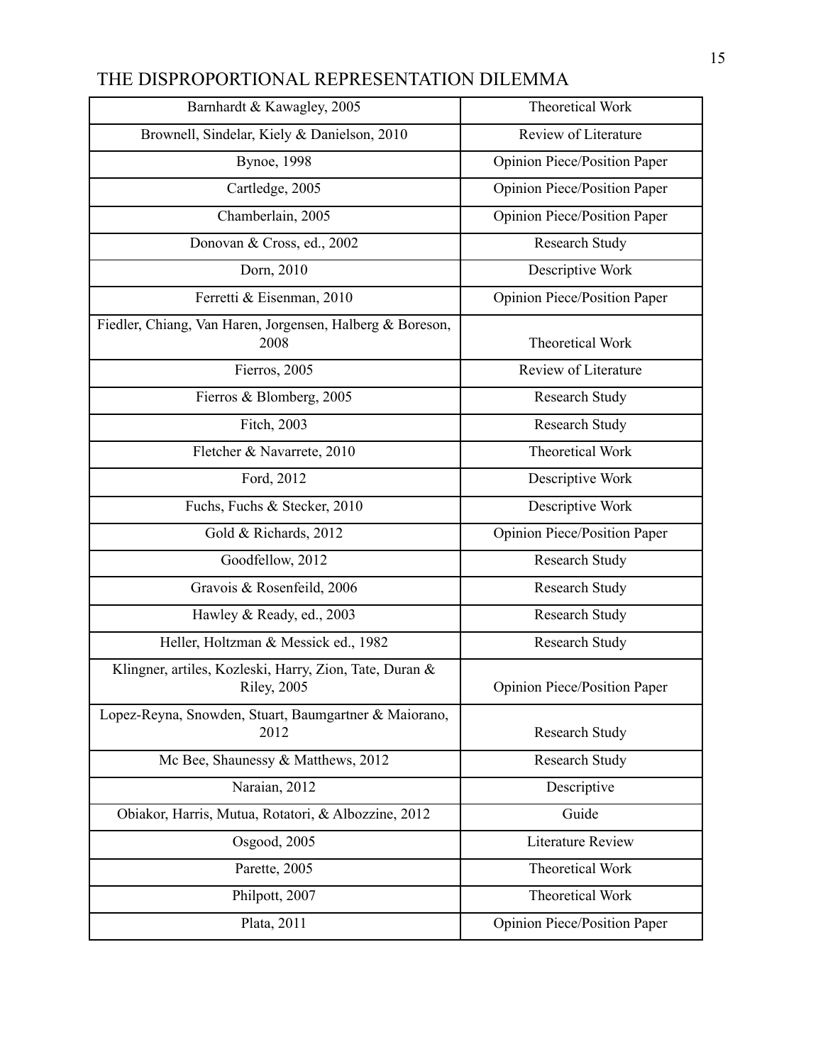| Barnhardt & Kawagley, 2005 | Theoretical Work |
| --- | --- |
| Brownell, Sindelar, Kiely & Danielson, 2010 | Review of Literature |
| Bynoe, 1998 | Opinion Piece/Position Paper |
| Cartledge, 2005 | Opinion Piece/Position Paper |
| Chamberlain, 2005 | Opinion Piece/Position Paper |
| Donovan & Cross, ed., 2002 | Research Study |
| Dorn, 2010 | Descriptive Work |
| Ferretti & Eisenman, 2010 | Opinion Piece/Position Paper |
| Fiedler, Chiang, Van Haren, Jorgensen, Halberg & Boreson, 2008 | Theoretical Work |
| Fierros, 2005 | Review of Literature |
| Fierros & Blomberg, 2005 | Research Study |
| Fitch, 2003 | Research Study |
| Fletcher & Navarrete, 2010 | Theoretical Work |
| Ford, 2012 | Descriptive Work |
| Fuchs, Fuchs & Stecker, 2010 | Descriptive Work |
| Gold & Richards, 2012 | Opinion Piece/Position Paper |
| Goodfellow, 2012 | Research Study |
| Gravois & Rosenfeild, 2006 | Research Study |
| Hawley & Ready, ed., 2003 | Research Study |
| Heller, Holtzman & Messick ed., 1982 | Research Study |
| Klingner, artiles, Kozleski, Harry, Zion, Tate, Duran & Riley, 2005 | Opinion Piece/Position Paper |
| Lopez-Reyna, Snowden, Stuart, Baumgartner & Maiorano, 2012 | Research Study |
| Mc Bee, Shaunessy & Matthews, 2012 | Research Study |
| Naraian, 2012 | Descriptive |
| Obiakor, Harris, Mutua, Rotatori, & Albozzine, 2012 | Guide |
| Osgood, 2005 | Literature Review |
| Parette, 2005 | Theoretical Work |
| Philpott, 2007 | Theoretical Work |
| Plata, 2011 | Opinion Piece/Position Paper |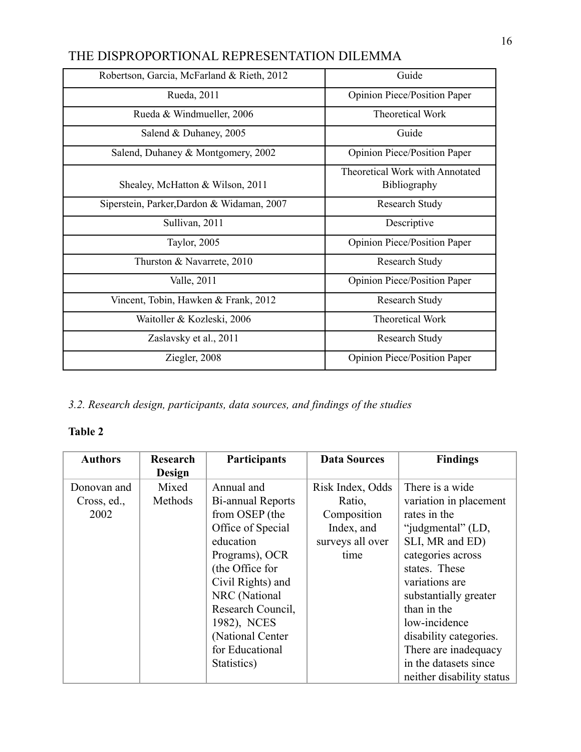| Robertson, Garcia, McFarland & Rieth, 2012 | Guide |
|---|---|
| Rueda, 2011 | Opinion Piece/Position Paper |
| Rueda & Windmueller, 2006 | Theoretical Work |
| Salend & Duhaney, 2005 | Guide |
| Salend, Duhaney & Montgomery, 2002 | Opinion Piece/Position Paper |
| Shealey, McHatton & Wilson, 2011 | Theoretical Work with Annotated Bibliography |
| Siperstein, Parker,Dardon & Widaman, 2007 | Research Study |
| Sullivan, 2011 | Descriptive |
| Taylor, 2005 | Opinion Piece/Position Paper |
| Thurston & Navarrete, 2010 | Research Study |
| Valle, 2011 | Opinion Piece/Position Paper |
| Vincent, Tobin, Hawken & Frank, 2012 | Research Study |
| Waitoller & Kozleski, 2006 | Theoretical Work |
| Zaslavsky et al., 2011 | Research Study |
| Ziegler, 2008 | Opinion Piece/Position Paper |

*3.2. Research design, participants, data sources, and findings of the studies*

**Table 2**

| Authors | Research Design | Participants | Data Sources | Findings |
|---|---|---|---|---|
| Donovan and Cross, ed., 2002 | Mixed Methods | Annual and Bi-annual Reports from OSEP (the Office of Special education Programs), OCR (the Office for Civil Rights) and NRC (National Research Council, 1982), NCES (National Center for Educational Statistics) | Risk Index, Odds Ratio, Composition Index, and surveys all over time | There is a wide variation in placement rates in the "judgmental" (LD, SLI, MR and ED) categories across states. These variations are substantially greater than in the low-incidence disability categories. There are inadequacy in the datasets since neither disability status |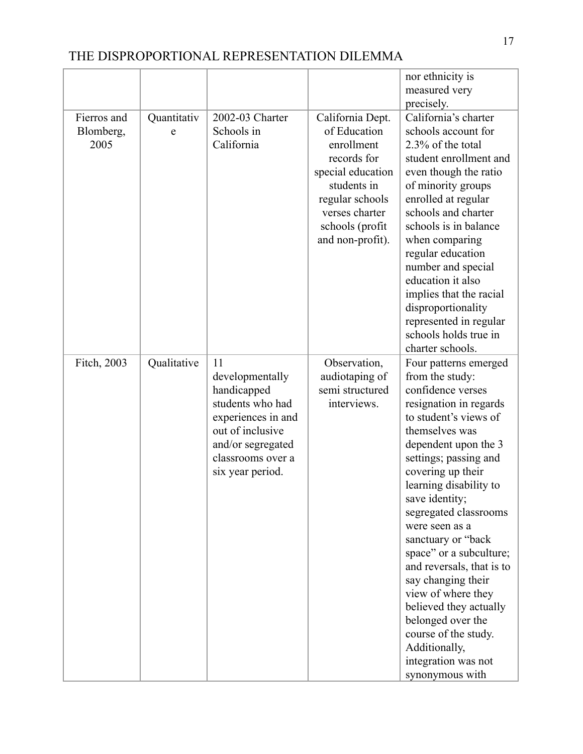| | | | | |
|---|---|---|---|---|
| | | | | nor ethnicity is measured very precisely. |
| Fierros and Blomberg, 2005 | Quantitative | 2002-03 Charter Schools in California | California Dept. of Education enrollment records for special education students in regular schools verses charter schools (profit and non-profit). | California's charter schools account for 2.3% of the total student enrollment and even though the ratio of minority groups enrolled at regular schools and charter schools is in balance when comparing regular education number and special education it also implies that the racial disproportionality represented in regular schools holds true in charter schools. |
| Fitch, 2003 | Qualitative | 11 developmentally handicapped students who had experiences in and out of inclusive and/or segregated classrooms over a six year period. | Observation, audiotaping of semi structured interviews. | Four patterns emerged from the study: confidence verses resignation in regards to student's views of themselves was dependent upon the 3 settings; passing and covering up their learning disability to save identity; segregated classrooms were seen as a sanctuary or "back space" or a subculture; and reversals, that is to say changing their view of where they believed they actually belonged over the course of the study. Additionally, integration was not synonymous with |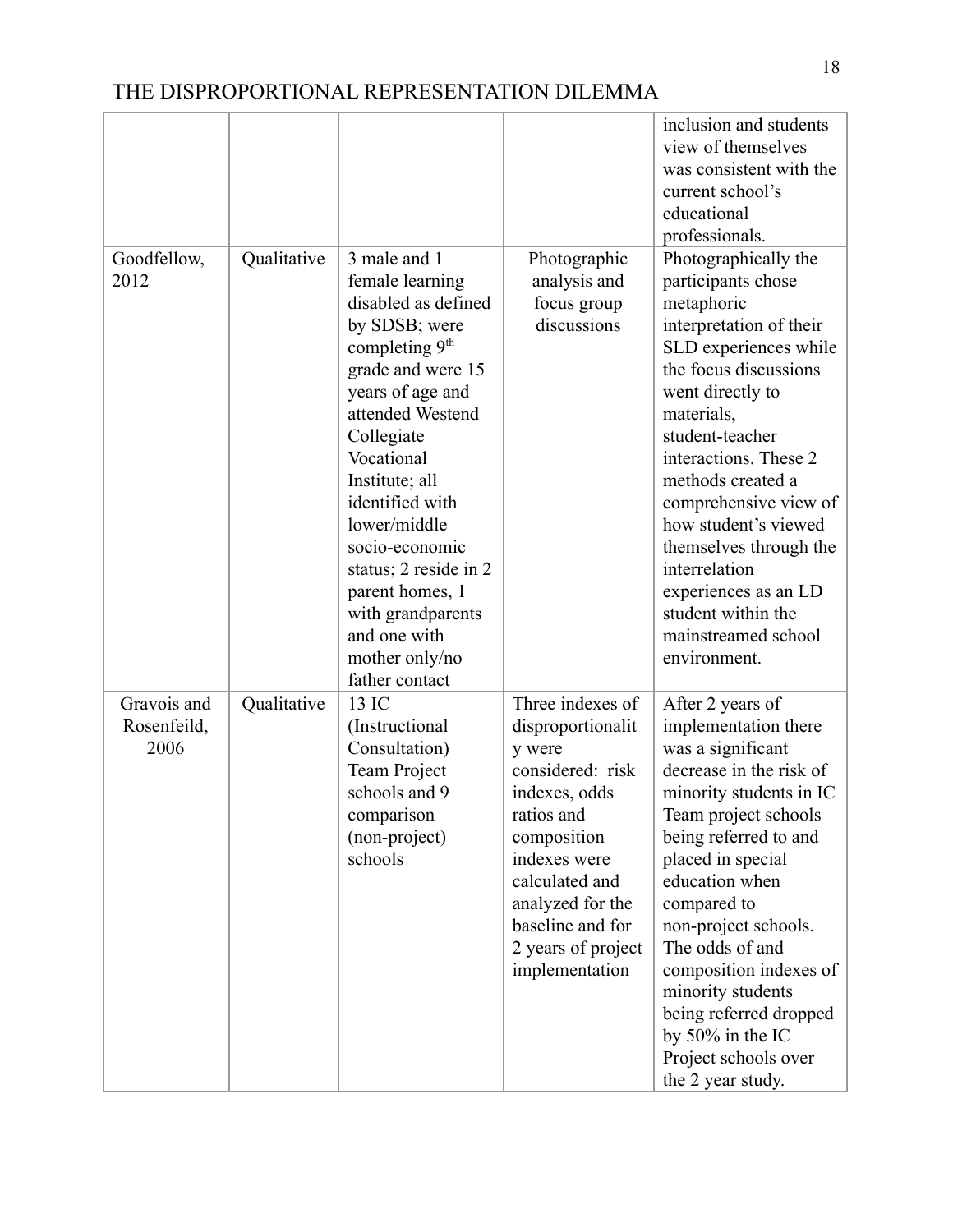| | | | | |
|---|---|---|---|---|
| | | | | inclusion and students view of themselves was consistent with the current school's educational professionals. |
| Goodfellow, 2012 | Qualitative | 3 male and 1 female learning disabled as defined by SDSB; were completing 9th grade and were 15 years of age and attended Westend Collegiate Vocational Institute; all identified with lower/middle socio-economic status; 2 reside in 2 parent homes, 1 with grandparents and one with mother only/no father contact | Photographic analysis and focus group discussions | Photographically the participants chose metaphoric interpretation of their SLD experiences while the focus discussions went directly to materials, student-teacher interactions. These 2 methods created a comprehensive view of how student's viewed themselves through the interrelation experiences as an LD student within the mainstreamed school environment. |
| Gravois and Rosenfeild, 2006 | Qualitative | 13 IC (Instructional Consultation) Team Project schools and 9 comparison (non-project) schools | Three indexes of disproportionality were considered: risk indexes, odds ratios and composition indexes were calculated and analyzed for the baseline and for 2 years of project implementation | After 2 years of implementation there was a significant decrease in the risk of minority students in IC Team project schools being referred to and placed in special education when compared to non-project schools. The odds of and composition indexes of minority students being referred dropped by 50% in the IC Project schools over the 2 year study. |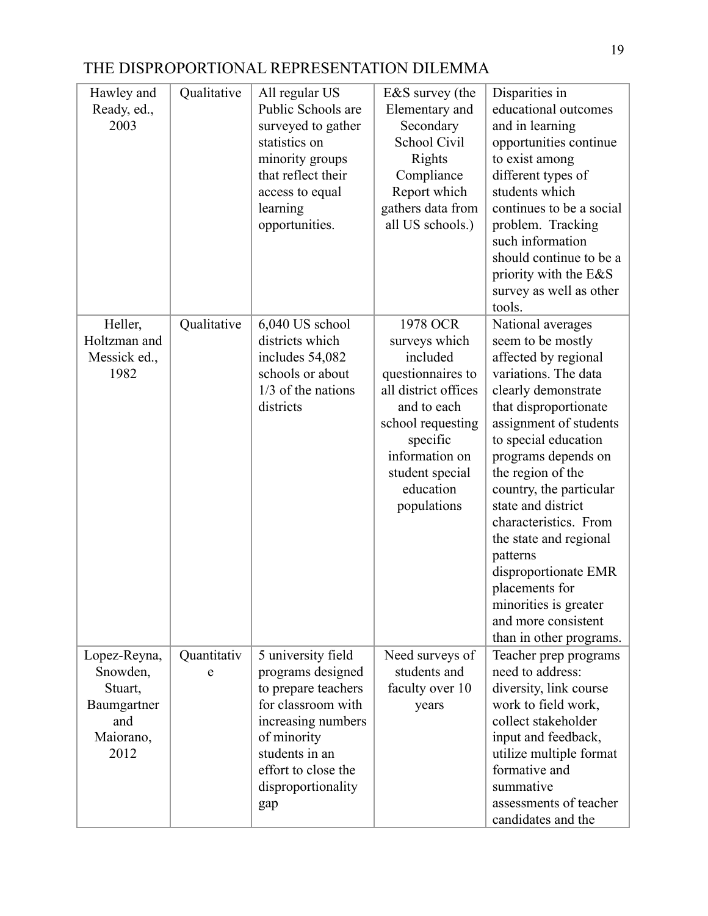| Hawley and Ready, ed., 2003 | Qualitative | All regular US Public Schools are surveyed to gather statistics on minority groups that reflect their access to equal learning opportunities. | E&S survey (the Elementary and Secondary School Civil Rights Compliance Report which gathers data from all US schools.) | Disparities in educational outcomes and in learning opportunities continue to exist among different types of students which continues to be a social problem. Tracking such information should continue to be a priority with the E&S survey as well as other tools. |
|---|---|---|---|---|
| Heller, Holtzman and Messick ed., 1982 | Qualitative | 6,040 US school districts which includes 54,082 schools or about 1/3 of the nations districts | 1978 OCR surveys which included questionnaires to all district offices and to each school requesting specific information on student special education populations | National averages seem to be mostly affected by regional variations. The data clearly demonstrate that disproportionate assignment of students to special education programs depends on the region of the country, the particular state and district characteristics. From the state and regional patterns disproportionate EMR placements for minorities is greater and more consistent than in other programs. |
| Lopez-Reyna, Snowden, Stuart, Baumgartner and Maiorano, 2012 | Quantitative | 5 university field programs designed to prepare teachers for classroom with increasing numbers of minority students in an effort to close the disproportionality gap | Need surveys of students and faculty over 10 years | Teacher prep programs need to address: diversity, link course work to field work, collect stakeholder input and feedback, utilize multiple format formative and summative assessments of teacher candidates and the |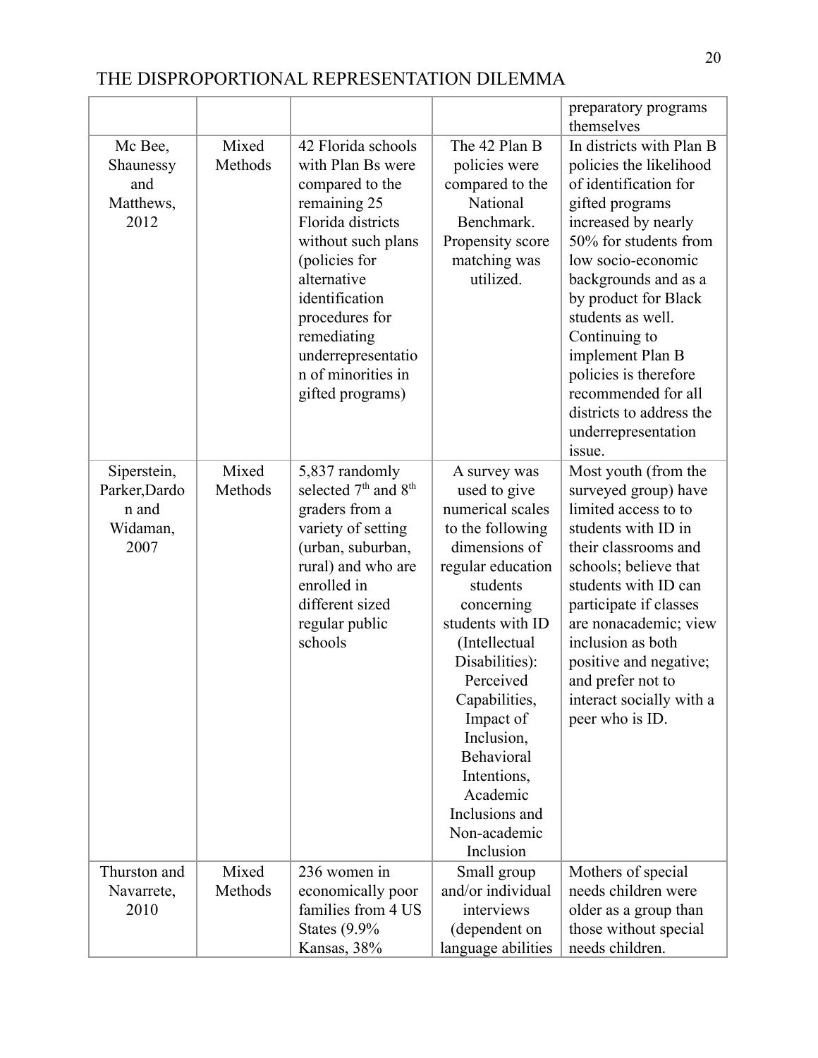| | | | | |
|---|---|---|---|---|
| | | | | preparatory programs themselves |
| Mc Bee, Shaunessy and Matthews, 2012 | Mixed Methods | 42 Florida schools with Plan Bs were compared to the remaining 25 Florida districts without such plans (policies for alternative identification procedures for remediating underrepresentation of minorities in gifted programs) | The 42 Plan B policies were compared to the National Benchmark. Propensity score matching was utilized. | In districts with Plan B policies the likelihood of identification for gifted programs increased by nearly 50% for students from low socio-economic backgrounds and as a by product for Black students as well. Continuing to implement Plan B policies is therefore recommended for all districts to address the underrepresentation issue. |
| Siperstein, Parker,Dardon and Widaman, 2007 | Mixed Methods | 5,837 randomly selected 7th and 8th graders from a variety of setting (urban, suburban, rural) and who are enrolled in different sized regular public schools | A survey was used to give numerical scales to the following dimensions of regular education students concerning students with ID (Intellectual Disabilities): Perceived Capabilities, Impact of Inclusion, Behavioral Intentions, Academic Inclusions and Non-academic Inclusion | Most youth (from the surveyed group) have limited access to to students with ID in their classrooms and schools; believe that students with ID can participate if classes are nonacademic; view inclusion as both positive and negative; and prefer not to interact socially with a peer who is ID. |
| Thurston and Navarrete, 2010 | Mixed Methods | 236 women in economically poor families from 4 US States (9.9% Kansas, 38% | Small group and/or individual interviews (dependent on language abilities | Mothers of special needs children were older as a group than those without special needs children. |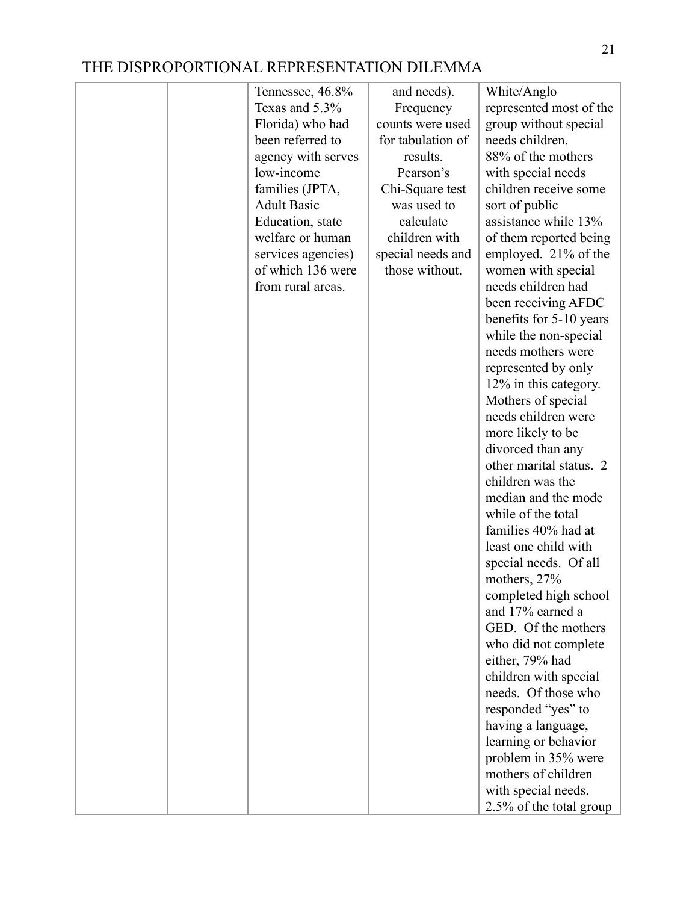| | | Tennessee, 46.8% Texas and 5.3% Florida) who had been referred to agency with serves low-income families (JPTA, Adult Basic Education, state welfare or human services agencies) of which 136 were from rural areas. | and needs). Frequency counts were used for tabulation of results. Pearson's Chi-Square test was used to calculate children with special needs and those without. | White/Anglo represented most of the group without special needs children. 88% of the mothers with special needs children receive some sort of public assistance while 13% of them reported being employed. 21% of the women with special needs children had been receiving AFDC benefits for 5-10 years while the non-special needs mothers were represented by only 12% in this category. Mothers of special needs children were more likely to be divorced than any other marital status. 2 children was the median and the mode while of the total families 40% had at least one child with special needs. Of all mothers, 27% completed high school and 17% earned a GED. Of the mothers who did not complete either, 79% had children with special needs. Of those who responded "yes" to having a language, learning or behavior problem in 35% were mothers of children with special needs. 2.5% of the total group |
|---|---|---|---|---|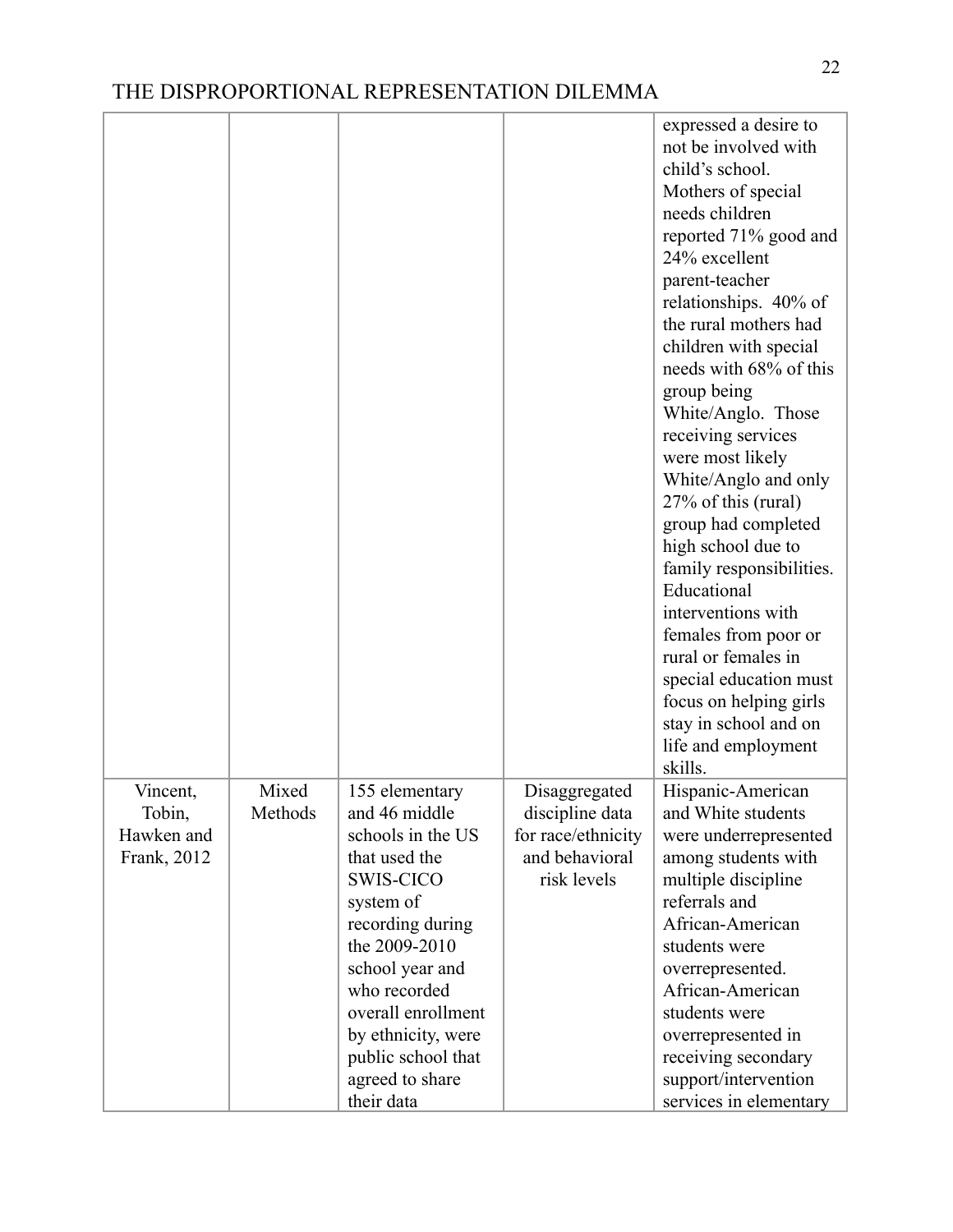| | | | | |
|---|---|---|---|---|
| | | | | expressed a desire to not be involved with child's school. Mothers of special needs children reported 71% good and 24% excellent parent-teacher relationships. 40% of the rural mothers had children with special needs with 68% of this group being White/Anglo. Those receiving services were most likely White/Anglo and only 27% of this (rural) group had completed high school due to family responsibilities. Educational interventions with females from poor or rural or females in special education must focus on helping girls stay in school and on life and employment skills. |
| Vincent, Tobin, Hawken and Frank, 2012 | Mixed Methods | 155 elementary and 46 middle schools in the US that used the SWIS-CICO system of recording during the 2009-2010 school year and who recorded overall enrollment by ethnicity, were public school that agreed to share their data | Disaggregated discipline data for race/ethnicity and behavioral risk levels | Hispanic-American and White students were underrepresented among students with multiple discipline referrals and African-American students were overrepresented. African-American students were overrepresented in receiving secondary support/intervention services in elementary |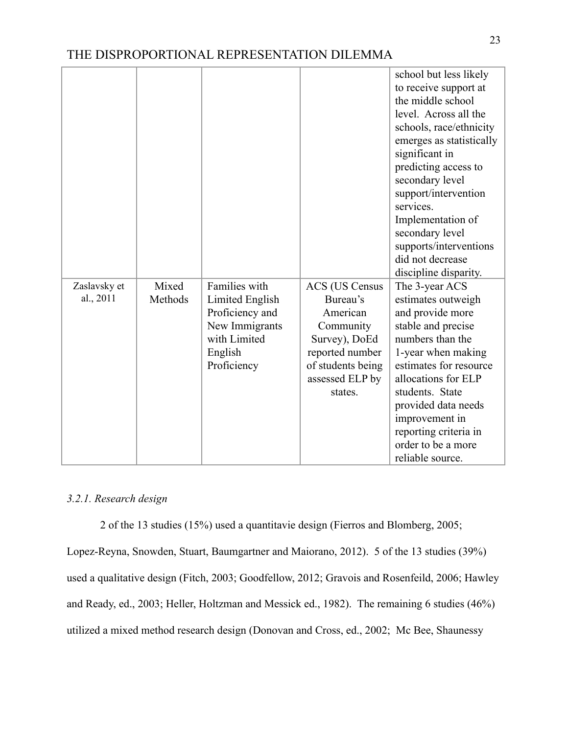| | | | | |
|---|---|---|---|---|
| | | | | school but less likely to receive support at the middle school level. Across all the schools, race/ethnicity emerges as statistically significant in predicting access to secondary level support/intervention services. Implementation of secondary level supports/interventions did not decrease discipline disparity. |
| Zaslavsky et al., 2011 | Mixed Methods | Families with Limited English Proficiency and New Immigrants with Limited English Proficiency | ACS (US Census Bureau's American Community Survey), DoEd reported number of students being assessed ELP by states. | The 3-year ACS estimates outweigh and provide more stable and precise numbers than the 1-year when making estimates for resource allocations for ELP students. State provided data needs improvement in reporting criteria in order to be a more reliable source. |

*3.2.1. Research design*

2 of the 13 studies (15%) used a quantitavie design (Fierros and Blomberg, 2005; Lopez-Reyna, Snowden, Stuart, Baumgartner and Maiorano, 2012). 5 of the 13 studies (39%) used a qualitative design (Fitch, 2003; Goodfellow, 2012; Gravois and Rosenfeild, 2006; Hawley and Ready, ed., 2003; Heller, Holtzman and Messick ed., 1982). The remaining 6 studies (46%) utilized a mixed method research design (Donovan and Cross, ed., 2002; Mc Bee, Shaunessy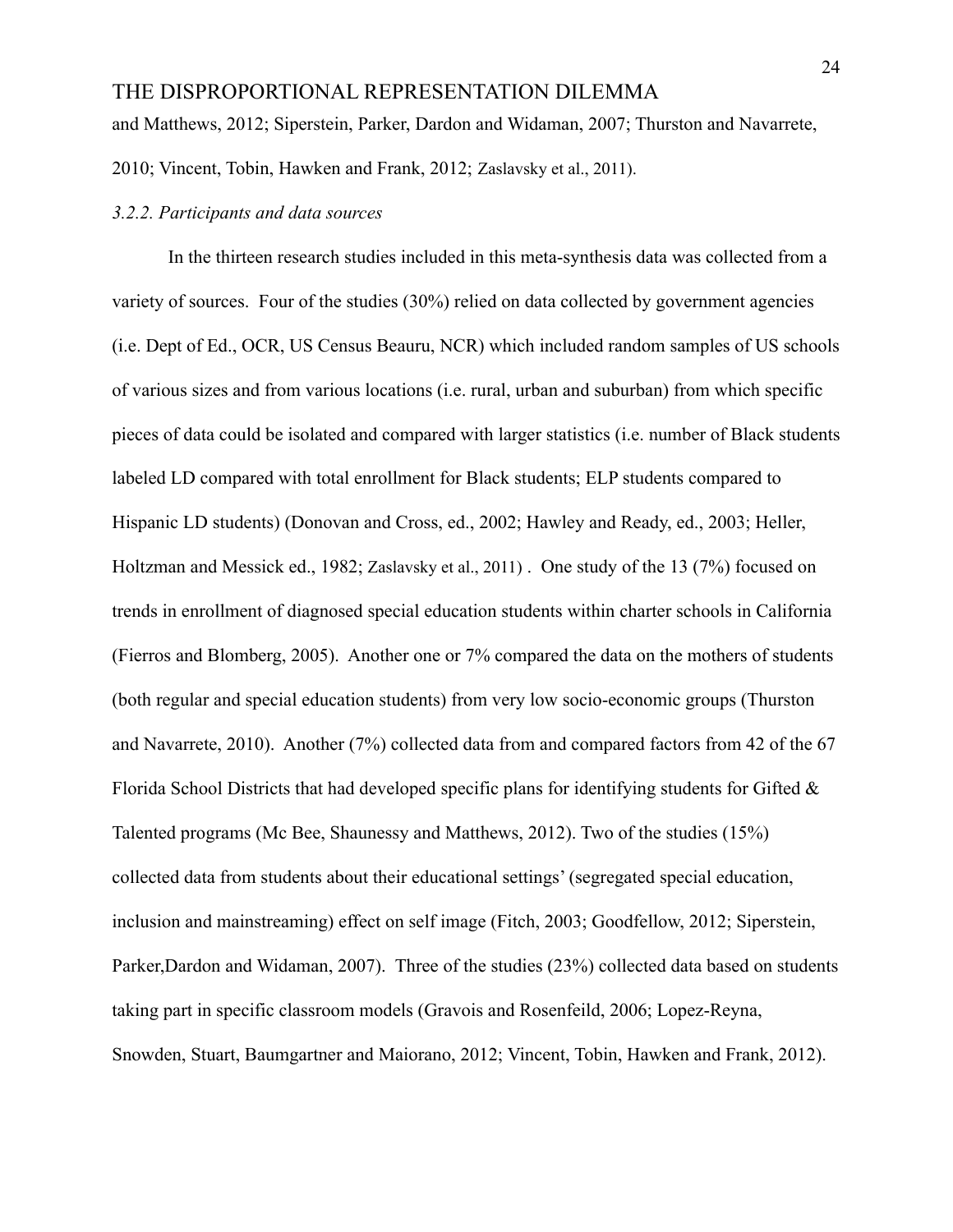and Matthews, 2012; Siperstein, Parker, Dardon and Widaman, 2007; Thurston and Navarrete, 2010; Vincent, Tobin, Hawken and Frank, 2012; Zaslavsky et al., 2011).

### *3.2.2. Participants and data sources*

In the thirteen research studies included in this meta-synthesis data was collected from a variety of sources. Four of the studies (30%) relied on data collected by government agencies (i.e. Dept of Ed., OCR, US Census Beauru, NCR) which included random samples of US schools of various sizes and from various locations (i.e. rural, urban and suburban) from which specific pieces of data could be isolated and compared with larger statistics (i.e. number of Black students labeled LD compared with total enrollment for Black students; ELP students compared to Hispanic LD students) (Donovan and Cross, ed., 2002; Hawley and Ready, ed., 2003; Heller, Holtzman and Messick ed., 1982; Zaslavsky et al., 2011) . One study of the 13 (7%) focused on trends in enrollment of diagnosed special education students within charter schools in California (Fierros and Blomberg, 2005). Another one or 7% compared the data on the mothers of students (both regular and special education students) from very low socio-economic groups (Thurston and Navarrete, 2010). Another (7%) collected data from and compared factors from 42 of the 67 Florida School Districts that had developed specific plans for identifying students for Gifted & Talented programs (Mc Bee, Shaunessy and Matthews, 2012). Two of the studies (15%) collected data from students about their educational settings' (segregated special education, inclusion and mainstreaming) effect on self image (Fitch, 2003; Goodfellow, 2012; Siperstein, Parker,Dardon and Widaman, 2007). Three of the studies (23%) collected data based on students taking part in specific classroom models (Gravois and Rosenfeild, 2006; Lopez-Reyna, Snowden, Stuart, Baumgartner and Maiorano, 2012; Vincent, Tobin, Hawken and Frank, 2012).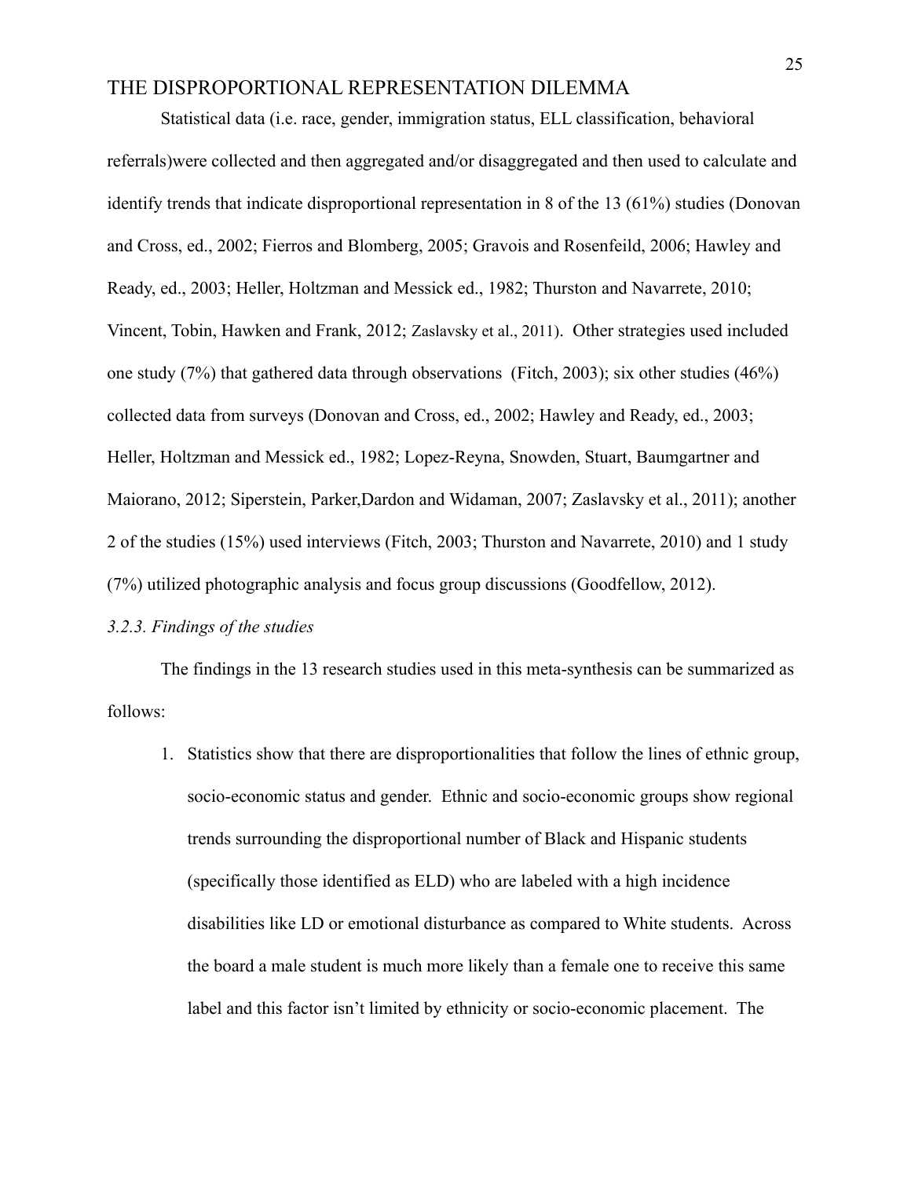Statistical data (i.e. race, gender, immigration status, ELL classification, behavioral referrals)were collected and then aggregated and/or disaggregated and then used to calculate and identify trends that indicate disproportional representation in 8 of the 13 (61%) studies (Donovan and Cross, ed., 2002; Fierros and Blomberg, 2005; Gravois and Rosenfeild, 2006; Hawley and Ready, ed., 2003; Heller, Holtzman and Messick ed., 1982; Thurston and Navarrete, 2010; Vincent, Tobin, Hawken and Frank, 2012; Zaslavsky et al., 2011). Other strategies used included one study (7%) that gathered data through observations (Fitch, 2003); six other studies (46%) collected data from surveys (Donovan and Cross, ed., 2002; Hawley and Ready, ed., 2003; Heller, Holtzman and Messick ed., 1982; Lopez-Reyna, Snowden, Stuart, Baumgartner and Maiorano, 2012; Siperstein, Parker,Dardon and Widaman, 2007; Zaslavsky et al., 2011); another 2 of the studies (15%) used interviews (Fitch, 2003; Thurston and Navarrete, 2010) and 1 study (7%) utilized photographic analysis and focus group discussions (Goodfellow, 2012).

*3.2.3. Findings of the studies*

The findings in the 13 research studies used in this meta-synthesis can be summarized as follows:

1. Statistics show that there are disproportionalities that follow the lines of ethnic group, socio-economic status and gender. Ethnic and socio-economic groups show regional trends surrounding the disproportional number of Black and Hispanic students (specifically those identified as ELD) who are labeled with a high incidence disabilities like LD or emotional disturbance as compared to White students. Across the board a male student is much more likely than a female one to receive this same label and this factor isn't limited by ethnicity or socio-economic placement. The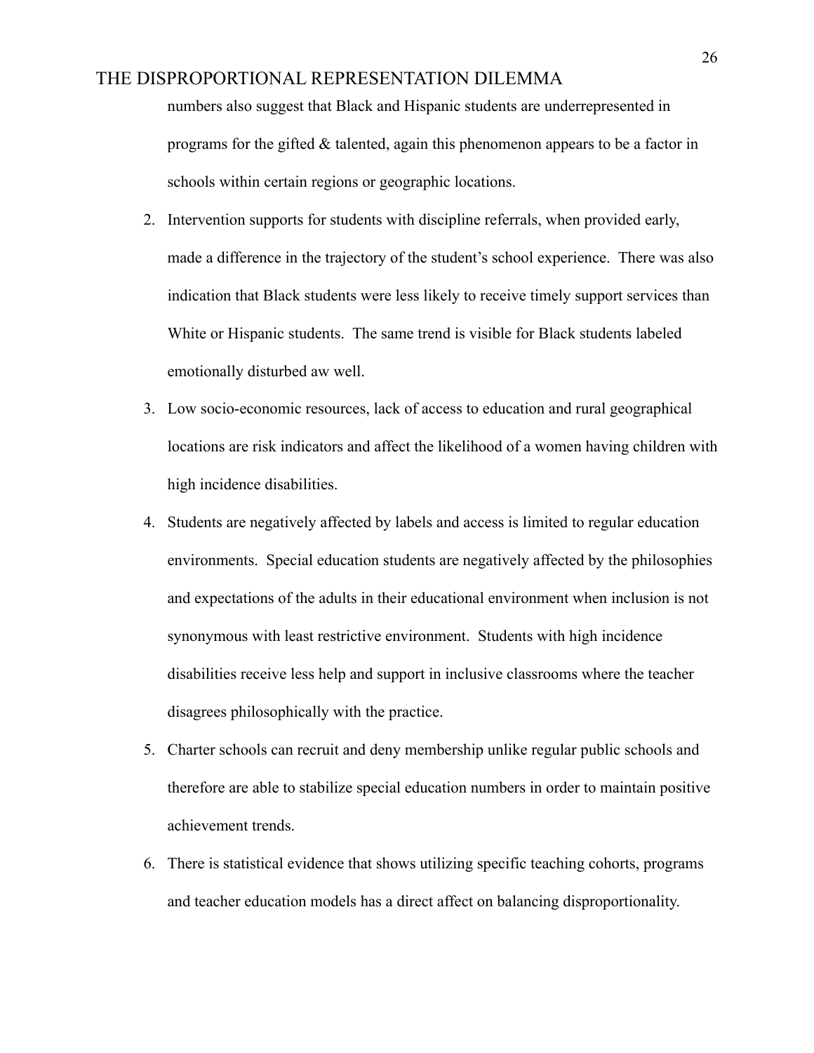numbers also suggest that Black and Hispanic students are underrepresented in programs for the gifted & talented, again this phenomenon appears to be a factor in schools within certain regions or geographic locations.

2. Intervention supports for students with discipline referrals, when provided early, made a difference in the trajectory of the student's school experience. There was also indication that Black students were less likely to receive timely support services than White or Hispanic students. The same trend is visible for Black students labeled emotionally disturbed aw well.
3. Low socio-economic resources, lack of access to education and rural geographical locations are risk indicators and affect the likelihood of a women having children with high incidence disabilities.
4. Students are negatively affected by labels and access is limited to regular education environments. Special education students are negatively affected by the philosophies and expectations of the adults in their educational environment when inclusion is not synonymous with least restrictive environment. Students with high incidence disabilities receive less help and support in inclusive classrooms where the teacher disagrees philosophically with the practice.
5. Charter schools can recruit and deny membership unlike regular public schools and therefore are able to stabilize special education numbers in order to maintain positive achievement trends.
6. There is statistical evidence that shows utilizing specific teaching cohorts, programs and teacher education models has a direct affect on balancing disproportionality.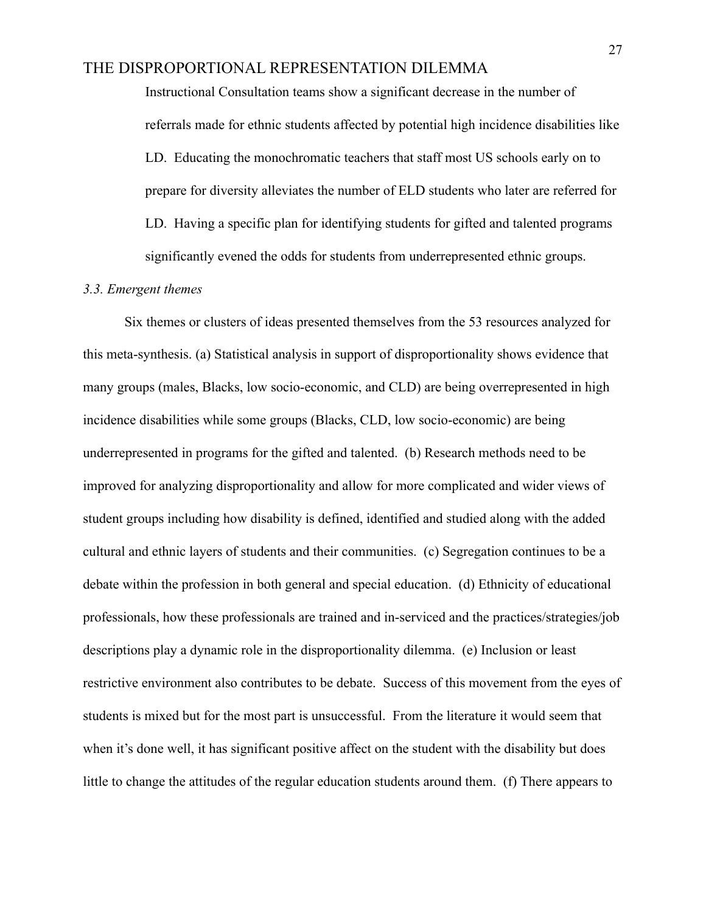Instructional Consultation teams show a significant decrease in the number of referrals made for ethnic students affected by potential high incidence disabilities like LD. Educating the monochromatic teachers that staff most US schools early on to prepare for diversity alleviates the number of ELD students who later are referred for LD. Having a specific plan for identifying students for gifted and talented programs significantly evened the odds for students from underrepresented ethnic groups.

*3.3. Emergent themes*

Six themes or clusters of ideas presented themselves from the 53 resources analyzed for this meta-synthesis. (a) Statistical analysis in support of disproportionality shows evidence that many groups (males, Blacks, low socio-economic, and CLD) are being overrepresented in high incidence disabilities while some groups (Blacks, CLD, low socio-economic) are being underrepresented in programs for the gifted and talented. (b) Research methods need to be improved for analyzing disproportionality and allow for more complicated and wider views of student groups including how disability is defined, identified and studied along with the added cultural and ethnic layers of students and their communities. (c) Segregation continues to be a debate within the profession in both general and special education. (d) Ethnicity of educational professionals, how these professionals are trained and in-serviced and the practices/strategies/job descriptions play a dynamic role in the disproportionality dilemma. (e) Inclusion or least restrictive environment also contributes to be debate. Success of this movement from the eyes of students is mixed but for the most part is unsuccessful. From the literature it would seem that when it's done well, it has significant positive affect on the student with the disability but does little to change the attitudes of the regular education students around them. (f) There appears to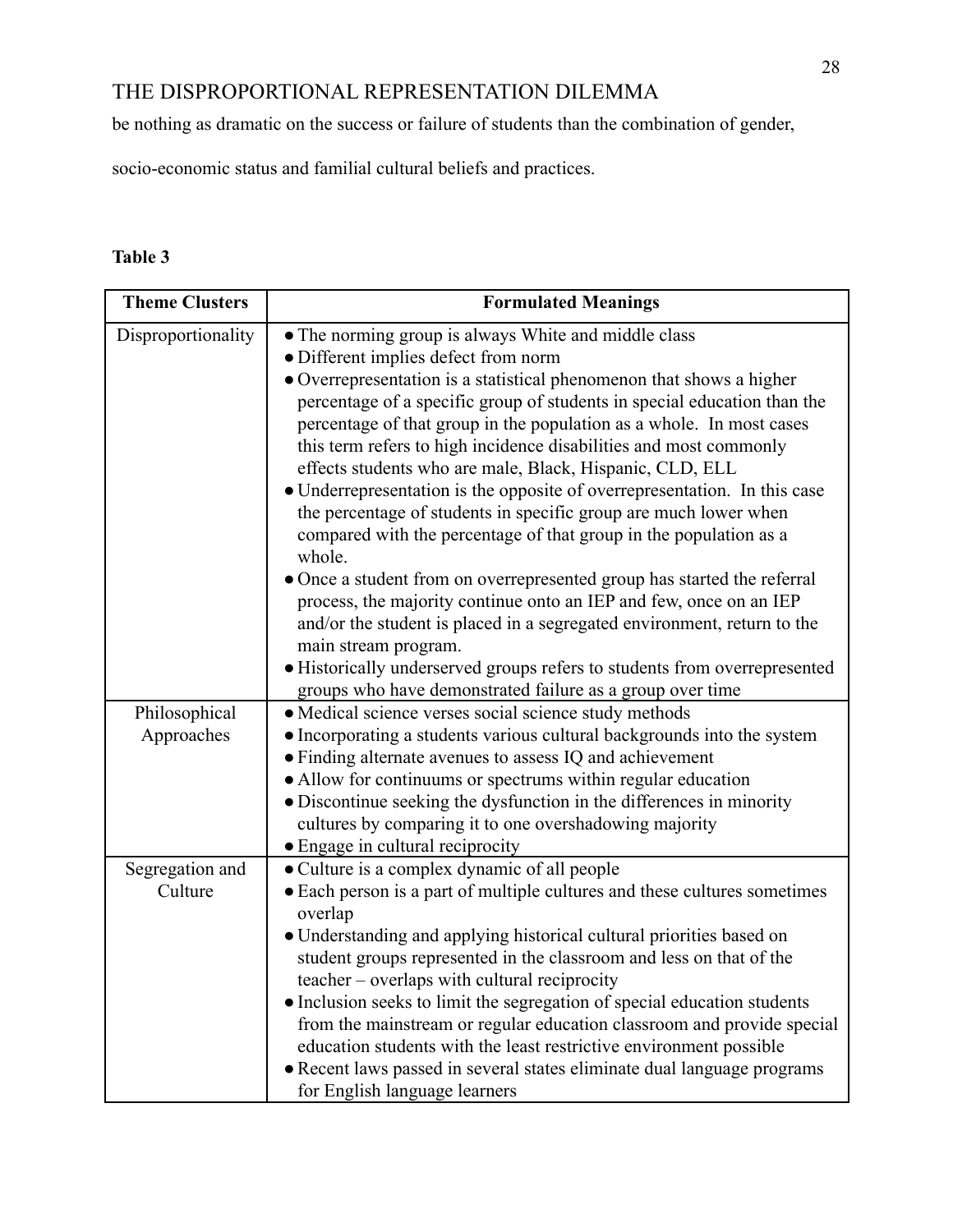be nothing as dramatic on the success or failure of students than the combination of gender, socio-economic status and familial cultural beliefs and practices.

**Table 3**

| Theme Clusters | Formulated Meanings |
|---|---|
| Disproportionality | ● The norming group is always White and middle class<br>● Different implies defect from norm<br>● Overrepresentation is a statistical phenomenon that shows a higher percentage of a specific group of students in special education than the percentage of that group in the population as a whole. In most cases this term refers to high incidence disabilities and most commonly effects students who are male, Black, Hispanic, CLD, ELL<br>● Underrepresentation is the opposite of overrepresentation. In this case the percentage of students in specific group are much lower when compared with the percentage of that group in the population as a whole.<br>● Once a student from on overrepresented group has started the referral process, the majority continue onto an IEP and few, once on an IEP and/or the student is placed in a segregated environment, return to the main stream program.<br>● Historically underserved groups refers to students from overrepresented groups who have demonstrated failure as a group over time |
| Philosophical Approaches | ● Medical science verses social science study methods<br>● Incorporating a students various cultural backgrounds into the system<br>● Finding alternate avenues to assess IQ and achievement<br>● Allow for continuums or spectrums within regular education<br>● Discontinue seeking the dysfunction in the differences in minority cultures by comparing it to one overshadowing majority<br>● Engage in cultural reciprocity |
| Segregation and Culture | ● Culture is a complex dynamic of all people<br>● Each person is a part of multiple cultures and these cultures sometimes overlap<br>● Understanding and applying historical cultural priorities based on student groups represented in the classroom and less on that of the teacher – overlaps with cultural reciprocity<br>● Inclusion seeks to limit the segregation of special education students from the mainstream or regular education classroom and provide special education students with the least restrictive environment possible<br>● Recent laws passed in several states eliminate dual language programs for English language learners |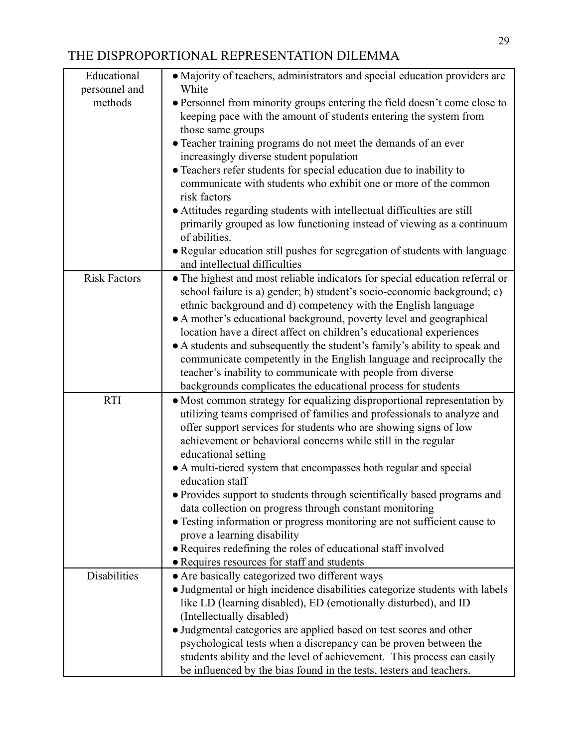| | |
|---|---|
| Educational personnel and methods | • Majority of teachers, administrators and special education providers are White<br>• Personnel from minority groups entering the field doesn't come close to keeping pace with the amount of students entering the system from those same groups<br>• Teacher training programs do not meet the demands of an ever increasingly diverse student population<br>• Teachers refer students for special education due to inability to communicate with students who exhibit one or more of the common risk factors<br>• Attitudes regarding students with intellectual difficulties are still primarily grouped as low functioning instead of viewing as a continuum of abilities.<br>• Regular education still pushes for segregation of students with language and intellectual difficulties |
| Risk Factors | • The highest and most reliable indicators for special education referral or school failure is a) gender; b) student's socio-economic background; c) ethnic background and d) competency with the English language<br>• A mother's educational background, poverty level and geographical location have a direct affect on children's educational experiences<br>• A students and subsequently the student's family's ability to speak and communicate competently in the English language and reciprocally the teacher's inability to communicate with people from diverse backgrounds complicates the educational process for students |
| RTI | • Most common strategy for equalizing disproportional representation by utilizing teams comprised of families and professionals to analyze and offer support services for students who are showing signs of low achievement or behavioral concerns while still in the regular educational setting<br>• A multi-tiered system that encompasses both regular and special education staff<br>• Provides support to students through scientifically based programs and data collection on progress through constant monitoring<br>• Testing information or progress monitoring are not sufficient cause to prove a learning disability<br>• Requires redefining the roles of educational staff involved<br>• Requires resources for staff and students |
| Disabilities | • Are basically categorized two different ways<br>• Judgmental or high incidence disabilities categorize students with labels like LD (learning disabled), ED (emotionally disturbed), and ID (Intellectually disabled)<br>• Judgmental categories are applied based on test scores and other psychological tests when a discrepancy can be proven between the students ability and the level of achievement. This process can easily be influenced by the bias found in the tests, testers and teachers. |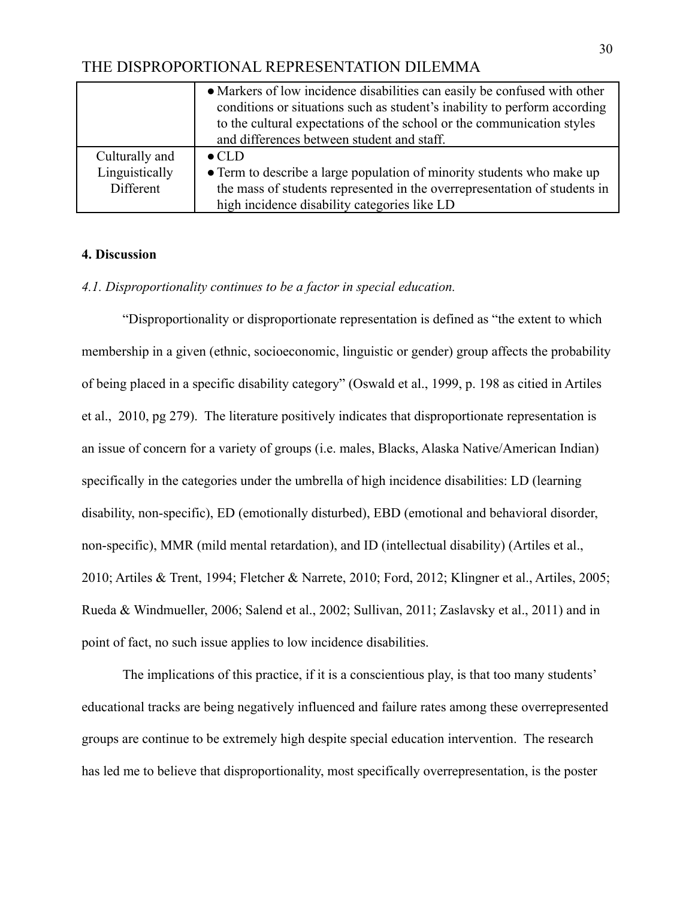| | |
|---|---|
| | • Markers of low incidence disabilities can easily be confused with other conditions or situations such as student's inability to perform according to the cultural expectations of the school or the communication styles and differences between student and staff. |
| Culturally and Linguistically Different | • CLD<br>• Term to describe a large population of minority students who make up the mass of students represented in the overrepresentation of students in high incidence disability categories like LD |

**4. Discussion**

*4.1. Disproportionality continues to be a factor in special education.*

"Disproportionality or disproportionate representation is defined as "the extent to which membership in a given (ethnic, socioeconomic, linguistic or gender) group affects the probability of being placed in a specific disability category" (Oswald et al., 1999, p. 198 as citied in Artiles et al., 2010, pg 279). The literature positively indicates that disproportionate representation is an issue of concern for a variety of groups (i.e. males, Blacks, Alaska Native/American Indian) specifically in the categories under the umbrella of high incidence disabilities: LD (learning disability, non-specific), ED (emotionally disturbed), EBD (emotional and behavioral disorder, non-specific), MMR (mild mental retardation), and ID (intellectual disability) (Artiles et al., 2010; Artiles & Trent, 1994; Fletcher & Narrete, 2010; Ford, 2012; Klingner et al., Artiles, 2005; Rueda & Windmueller, 2006; Salend et al., 2002; Sullivan, 2011; Zaslavsky et al., 2011) and in point of fact, no such issue applies to low incidence disabilities.

The implications of this practice, if it is a conscientious play, is that too many students' educational tracks are being negatively influenced and failure rates among these overrepresented groups are continue to be extremely high despite special education intervention. The research has led me to believe that disproportionality, most specifically overrepresentation, is the poster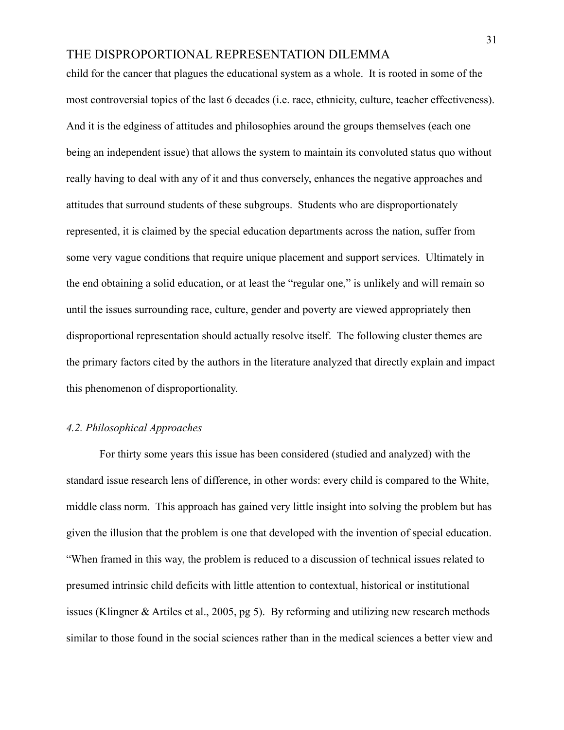child for the cancer that plagues the educational system as a whole. It is rooted in some of the most controversial topics of the last 6 decades (i.e. race, ethnicity, culture, teacher effectiveness). And it is the edginess of attitudes and philosophies around the groups themselves (each one being an independent issue) that allows the system to maintain its convoluted status quo without really having to deal with any of it and thus conversely, enhances the negative approaches and attitudes that surround students of these subgroups. Students who are disproportionately represented, it is claimed by the special education departments across the nation, suffer from some very vague conditions that require unique placement and support services. Ultimately in the end obtaining a solid education, or at least the "regular one," is unlikely and will remain so until the issues surrounding race, culture, gender and poverty are viewed appropriately then disproportional representation should actually resolve itself. The following cluster themes are the primary factors cited by the authors in the literature analyzed that directly explain and impact this phenomenon of disproportionality.

### *4.2. Philosophical Approaches*

For thirty some years this issue has been considered (studied and analyzed) with the standard issue research lens of difference, in other words: every child is compared to the White, middle class norm. This approach has gained very little insight into solving the problem but has given the illusion that the problem is one that developed with the invention of special education. "When framed in this way, the problem is reduced to a discussion of technical issues related to presumed intrinsic child deficits with little attention to contextual, historical or institutional issues (Klingner & Artiles et al., 2005, pg 5). By reforming and utilizing new research methods similar to those found in the social sciences rather than in the medical sciences a better view and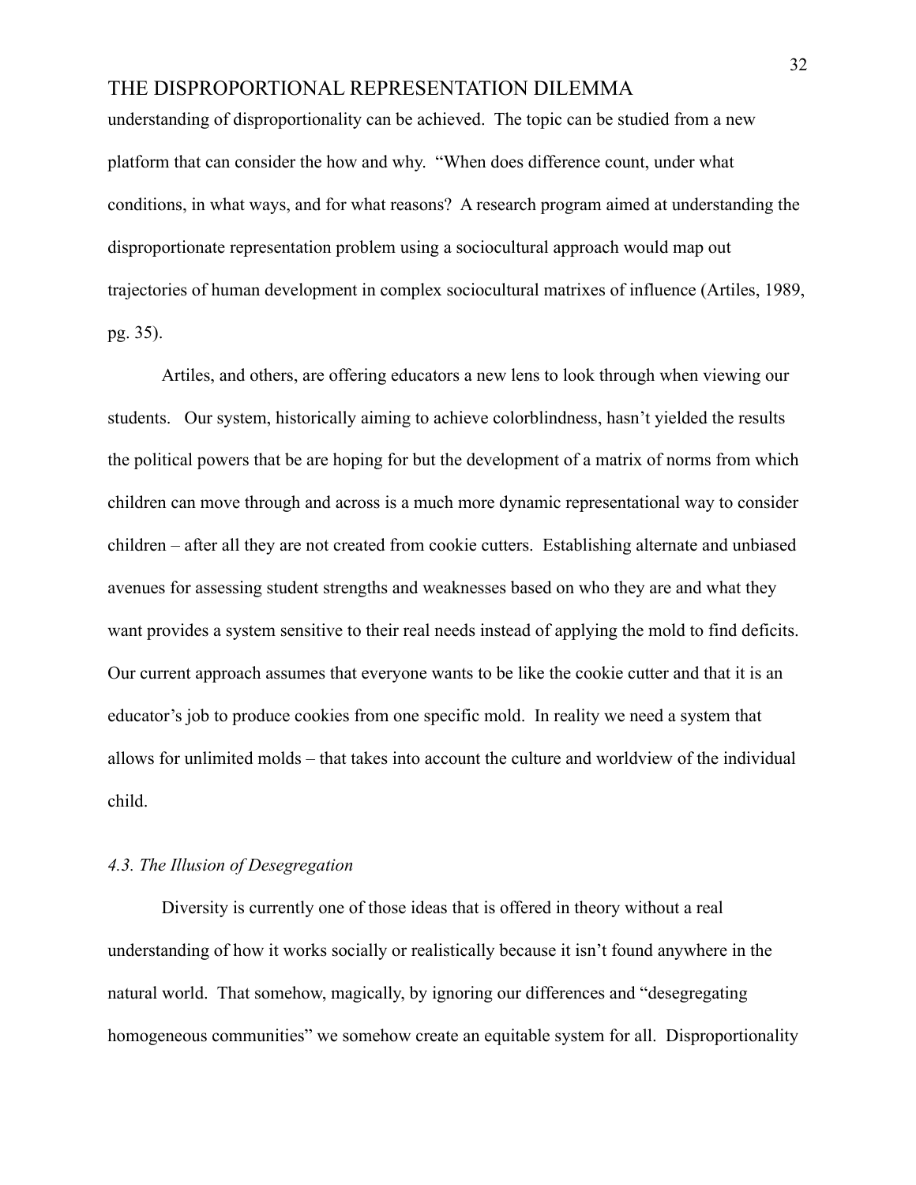understanding of disproportionality can be achieved. The topic can be studied from a new platform that can consider the how and why. "When does difference count, under what conditions, in what ways, and for what reasons? A research program aimed at understanding the disproportionate representation problem using a sociocultural approach would map out trajectories of human development in complex sociocultural matrixes of influence (Artiles, 1989, pg. 35).

Artiles, and others, are offering educators a new lens to look through when viewing our students. Our system, historically aiming to achieve colorblindness, hasn't yielded the results the political powers that be are hoping for but the development of a matrix of norms from which children can move through and across is a much more dynamic representational way to consider children – after all they are not created from cookie cutters. Establishing alternate and unbiased avenues for assessing student strengths and weaknesses based on who they are and what they want provides a system sensitive to their real needs instead of applying the mold to find deficits. Our current approach assumes that everyone wants to be like the cookie cutter and that it is an educator's job to produce cookies from one specific mold. In reality we need a system that allows for unlimited molds – that takes into account the culture and worldview of the individual child.

### *4.3. The Illusion of Desegregation*

Diversity is currently one of those ideas that is offered in theory without a real understanding of how it works socially or realistically because it isn't found anywhere in the natural world. That somehow, magically, by ignoring our differences and "desegregating homogeneous communities" we somehow create an equitable system for all. Disproportionality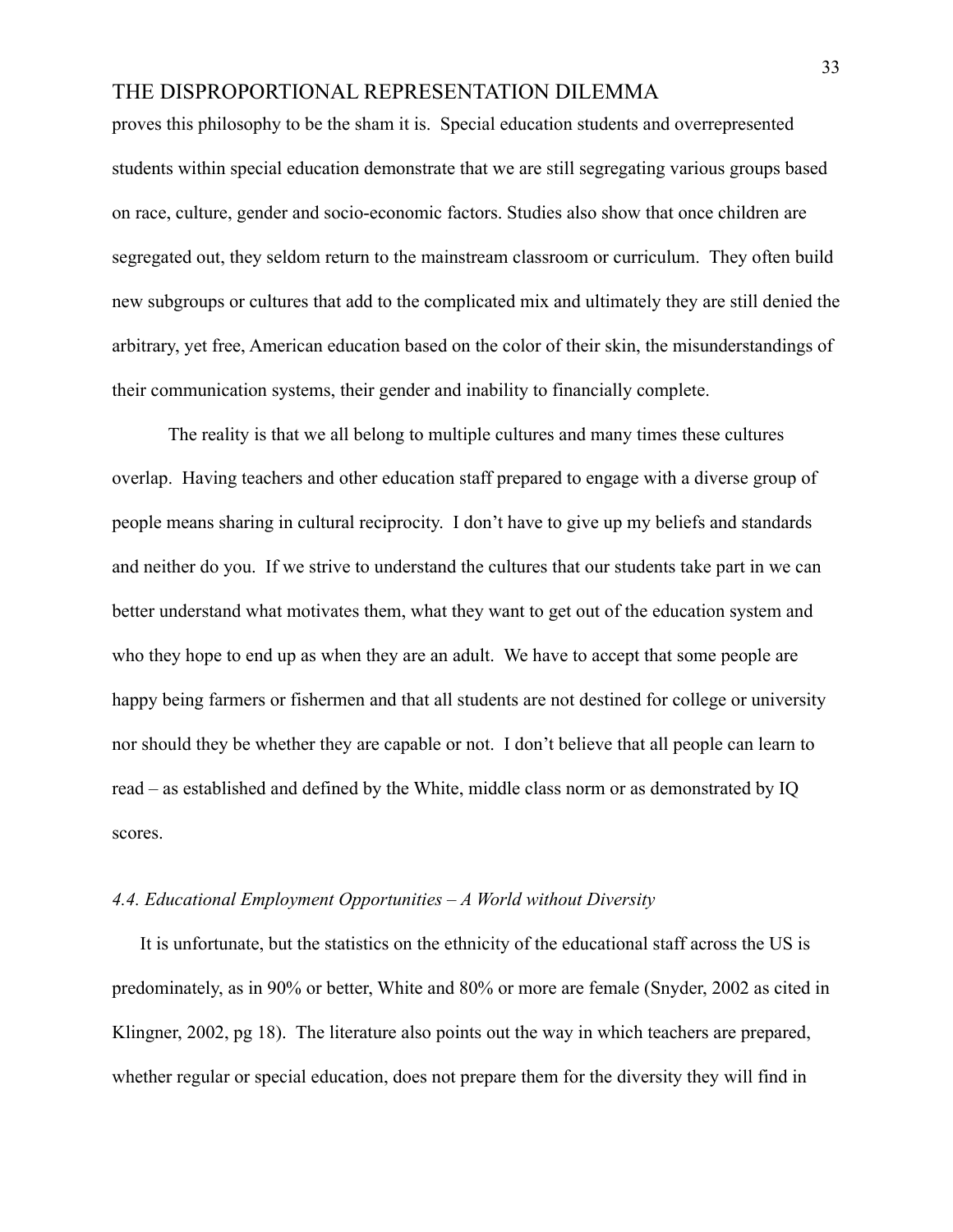proves this philosophy to be the sham it is. Special education students and overrepresented students within special education demonstrate that we are still segregating various groups based on race, culture, gender and socio-economic factors. Studies also show that once children are segregated out, they seldom return to the mainstream classroom or curriculum. They often build new subgroups or cultures that add to the complicated mix and ultimately they are still denied the arbitrary, yet free, American education based on the color of their skin, the misunderstandings of their communication systems, their gender and inability to financially complete.

The reality is that we all belong to multiple cultures and many times these cultures overlap. Having teachers and other education staff prepared to engage with a diverse group of people means sharing in cultural reciprocity. I don't have to give up my beliefs and standards and neither do you. If we strive to understand the cultures that our students take part in we can better understand what motivates them, what they want to get out of the education system and who they hope to end up as when they are an adult. We have to accept that some people are happy being farmers or fishermen and that all students are not destined for college or university nor should they be whether they are capable or not. I don't believe that all people can learn to read – as established and defined by the White, middle class norm or as demonstrated by IQ scores.

### *4.4. Educational Employment Opportunities – A World without Diversity*

It is unfortunate, but the statistics on the ethnicity of the educational staff across the US is predominately, as in 90% or better, White and 80% or more are female (Snyder, 2002 as cited in Klingner, 2002, pg 18). The literature also points out the way in which teachers are prepared, whether regular or special education, does not prepare them for the diversity they will find in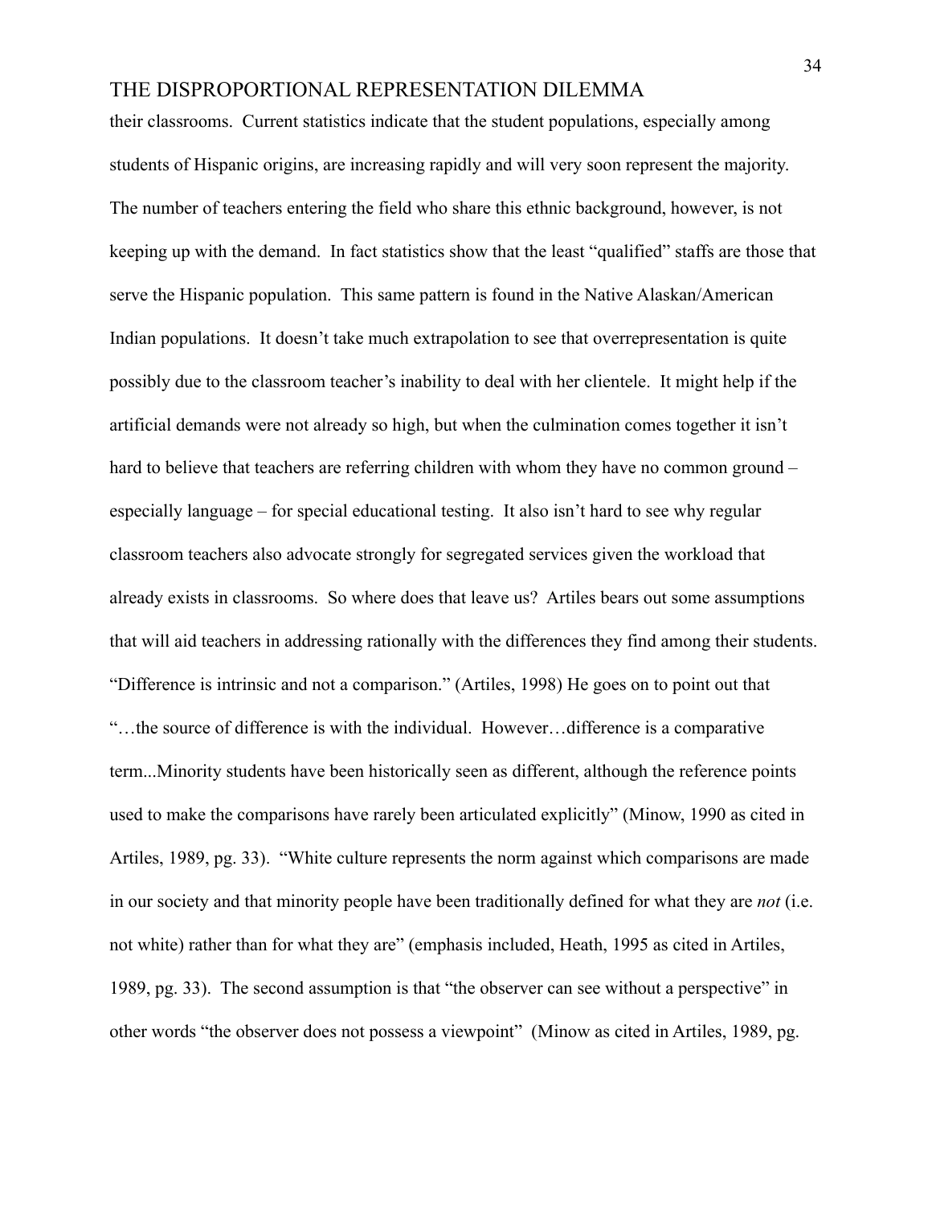their classrooms. Current statistics indicate that the student populations, especially among students of Hispanic origins, are increasing rapidly and will very soon represent the majority. The number of teachers entering the field who share this ethnic background, however, is not keeping up with the demand. In fact statistics show that the least "qualified" staffs are those that serve the Hispanic population. This same pattern is found in the Native Alaskan/American Indian populations. It doesn't take much extrapolation to see that overrepresentation is quite possibly due to the classroom teacher's inability to deal with her clientele. It might help if the artificial demands were not already so high, but when the culmination comes together it isn't hard to believe that teachers are referring children with whom they have no common ground – especially language – for special educational testing. It also isn't hard to see why regular classroom teachers also advocate strongly for segregated services given the workload that already exists in classrooms. So where does that leave us? Artiles bears out some assumptions that will aid teachers in addressing rationally with the differences they find among their students. "Difference is intrinsic and not a comparison." (Artiles, 1998) He goes on to point out that "…the source of difference is with the individual. However…difference is a comparative term...Minority students have been historically seen as different, although the reference points used to make the comparisons have rarely been articulated explicitly" (Minow, 1990 as cited in Artiles, 1989, pg. 33). "White culture represents the norm against which comparisons are made in our society and that minority people have been traditionally defined for what they are *not* (i.e. not white) rather than for what they are" (emphasis included, Heath, 1995 as cited in Artiles, 1989, pg. 33). The second assumption is that "the observer can see without a perspective" in other words "the observer does not possess a viewpoint" (Minow as cited in Artiles, 1989, pg.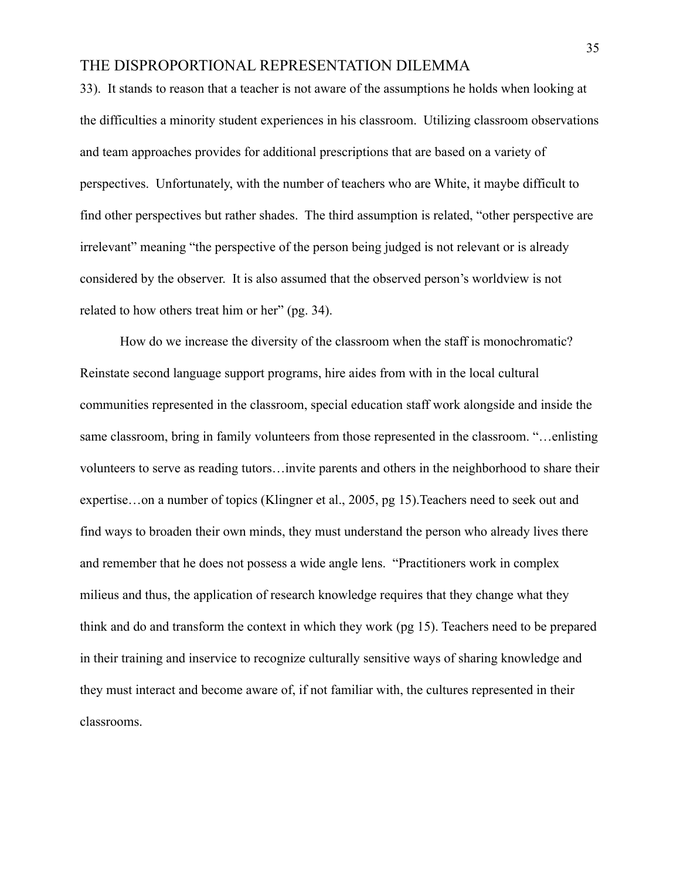33). It stands to reason that a teacher is not aware of the assumptions he holds when looking at the difficulties a minority student experiences in his classroom. Utilizing classroom observations and team approaches provides for additional prescriptions that are based on a variety of perspectives. Unfortunately, with the number of teachers who are White, it maybe difficult to find other perspectives but rather shades. The third assumption is related, "other perspective are irrelevant" meaning "the perspective of the person being judged is not relevant or is already considered by the observer. It is also assumed that the observed person's worldview is not related to how others treat him or her" (pg. 34).

How do we increase the diversity of the classroom when the staff is monochromatic? Reinstate second language support programs, hire aides from with in the local cultural communities represented in the classroom, special education staff work alongside and inside the same classroom, bring in family volunteers from those represented in the classroom. "…enlisting volunteers to serve as reading tutors…invite parents and others in the neighborhood to share their expertise…on a number of topics (Klingner et al., 2005, pg 15).Teachers need to seek out and find ways to broaden their own minds, they must understand the person who already lives there and remember that he does not possess a wide angle lens. "Practitioners work in complex milieus and thus, the application of research knowledge requires that they change what they think and do and transform the context in which they work (pg 15). Teachers need to be prepared in their training and inservice to recognize culturally sensitive ways of sharing knowledge and they must interact and become aware of, if not familiar with, the cultures represented in their classrooms.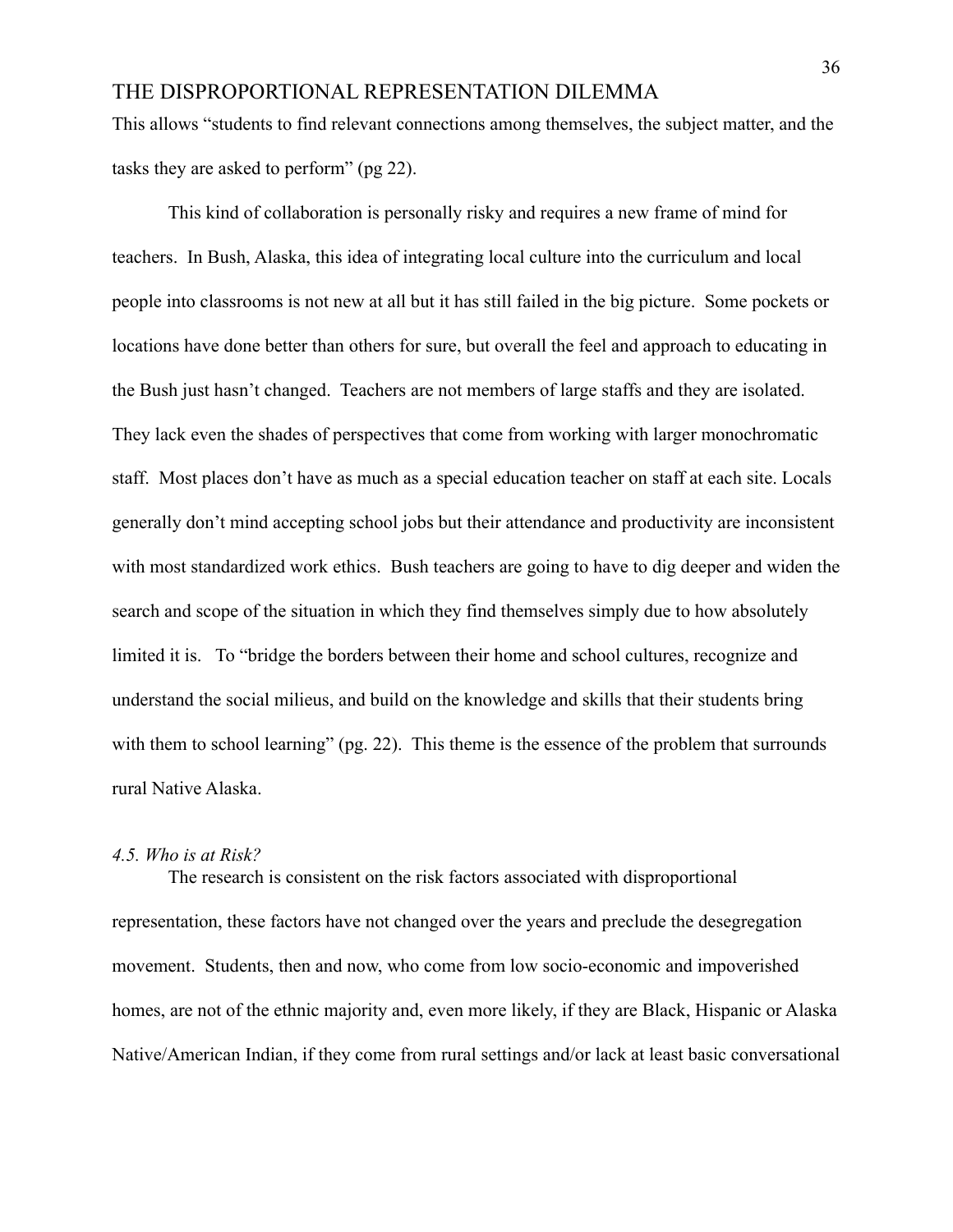This allows "students to find relevant connections among themselves, the subject matter, and the tasks they are asked to perform" (pg 22).

This kind of collaboration is personally risky and requires a new frame of mind for teachers. In Bush, Alaska, this idea of integrating local culture into the curriculum and local people into classrooms is not new at all but it has still failed in the big picture. Some pockets or locations have done better than others for sure, but overall the feel and approach to educating in the Bush just hasn't changed. Teachers are not members of large staffs and they are isolated. They lack even the shades of perspectives that come from working with larger monochromatic staff. Most places don't have as much as a special education teacher on staff at each site. Locals generally don't mind accepting school jobs but their attendance and productivity are inconsistent with most standardized work ethics. Bush teachers are going to have to dig deeper and widen the search and scope of the situation in which they find themselves simply due to how absolutely limited it is. To "bridge the borders between their home and school cultures, recognize and understand the social milieus, and build on the knowledge and skills that their students bring with them to school learning" (pg. 22). This theme is the essence of the problem that surrounds rural Native Alaska.

### *4.5. Who is at Risk?*

The research is consistent on the risk factors associated with disproportional representation, these factors have not changed over the years and preclude the desegregation movement. Students, then and now, who come from low socio-economic and impoverished homes, are not of the ethnic majority and, even more likely, if they are Black, Hispanic or Alaska Native/American Indian, if they come from rural settings and/or lack at least basic conversational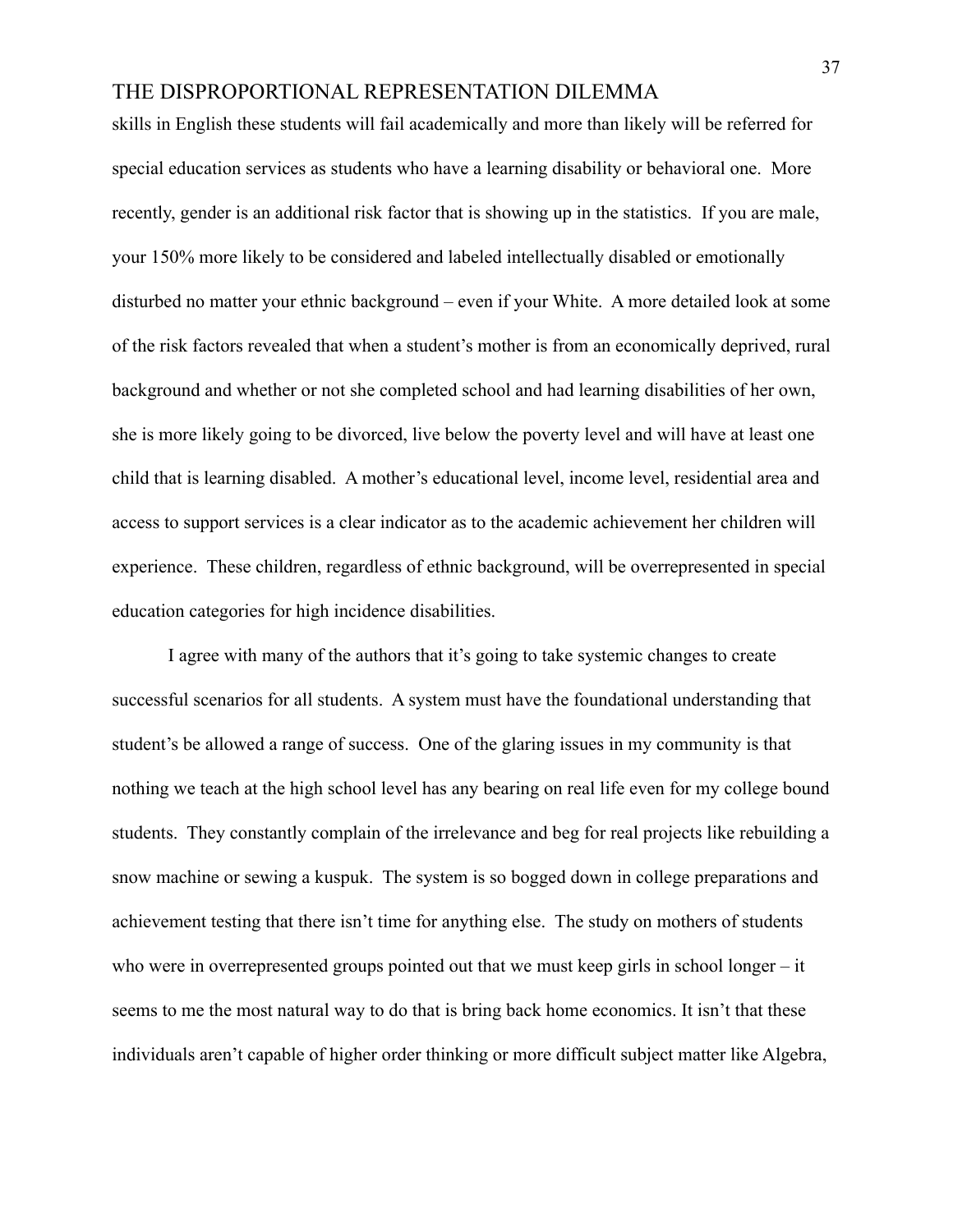skills in English these students will fail academically and more than likely will be referred for special education services as students who have a learning disability or behavioral one. More recently, gender is an additional risk factor that is showing up in the statistics. If you are male, your 150% more likely to be considered and labeled intellectually disabled or emotionally disturbed no matter your ethnic background – even if your White. A more detailed look at some of the risk factors revealed that when a student's mother is from an economically deprived, rural background and whether or not she completed school and had learning disabilities of her own, she is more likely going to be divorced, live below the poverty level and will have at least one child that is learning disabled. A mother's educational level, income level, residential area and access to support services is a clear indicator as to the academic achievement her children will experience. These children, regardless of ethnic background, will be overrepresented in special education categories for high incidence disabilities.

I agree with many of the authors that it's going to take systemic changes to create successful scenarios for all students. A system must have the foundational understanding that student's be allowed a range of success. One of the glaring issues in my community is that nothing we teach at the high school level has any bearing on real life even for my college bound students. They constantly complain of the irrelevance and beg for real projects like rebuilding a snow machine or sewing a kuspuk. The system is so bogged down in college preparations and achievement testing that there isn't time for anything else. The study on mothers of students who were in overrepresented groups pointed out that we must keep girls in school longer – it seems to me the most natural way to do that is bring back home economics. It isn't that these individuals aren't capable of higher order thinking or more difficult subject matter like Algebra,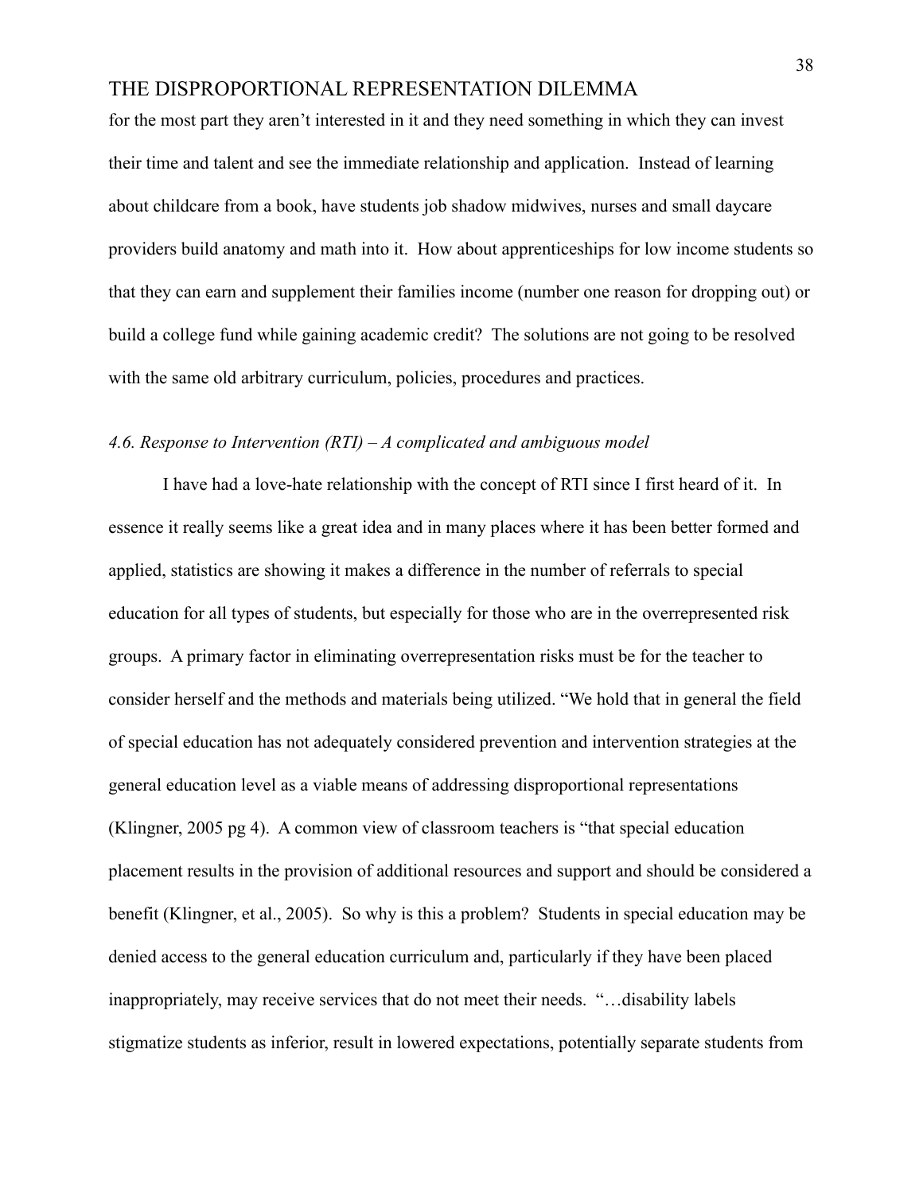for the most part they aren't interested in it and they need something in which they can invest their time and talent and see the immediate relationship and application. Instead of learning about childcare from a book, have students job shadow midwives, nurses and small daycare providers build anatomy and math into it. How about apprenticeships for low income students so that they can earn and supplement their families income (number one reason for dropping out) or build a college fund while gaining academic credit? The solutions are not going to be resolved with the same old arbitrary curriculum, policies, procedures and practices.

### *4.6. Response to Intervention (RTI) – A complicated and ambiguous model*

I have had a love-hate relationship with the concept of RTI since I first heard of it. In essence it really seems like a great idea and in many places where it has been better formed and applied, statistics are showing it makes a difference in the number of referrals to special education for all types of students, but especially for those who are in the overrepresented risk groups. A primary factor in eliminating overrepresentation risks must be for the teacher to consider herself and the methods and materials being utilized. "We hold that in general the field of special education has not adequately considered prevention and intervention strategies at the general education level as a viable means of addressing disproportional representations (Klingner, 2005 pg 4). A common view of classroom teachers is "that special education placement results in the provision of additional resources and support and should be considered a benefit (Klingner, et al., 2005). So why is this a problem? Students in special education may be denied access to the general education curriculum and, particularly if they have been placed inappropriately, may receive services that do not meet their needs. "…disability labels stigmatize students as inferior, result in lowered expectations, potentially separate students from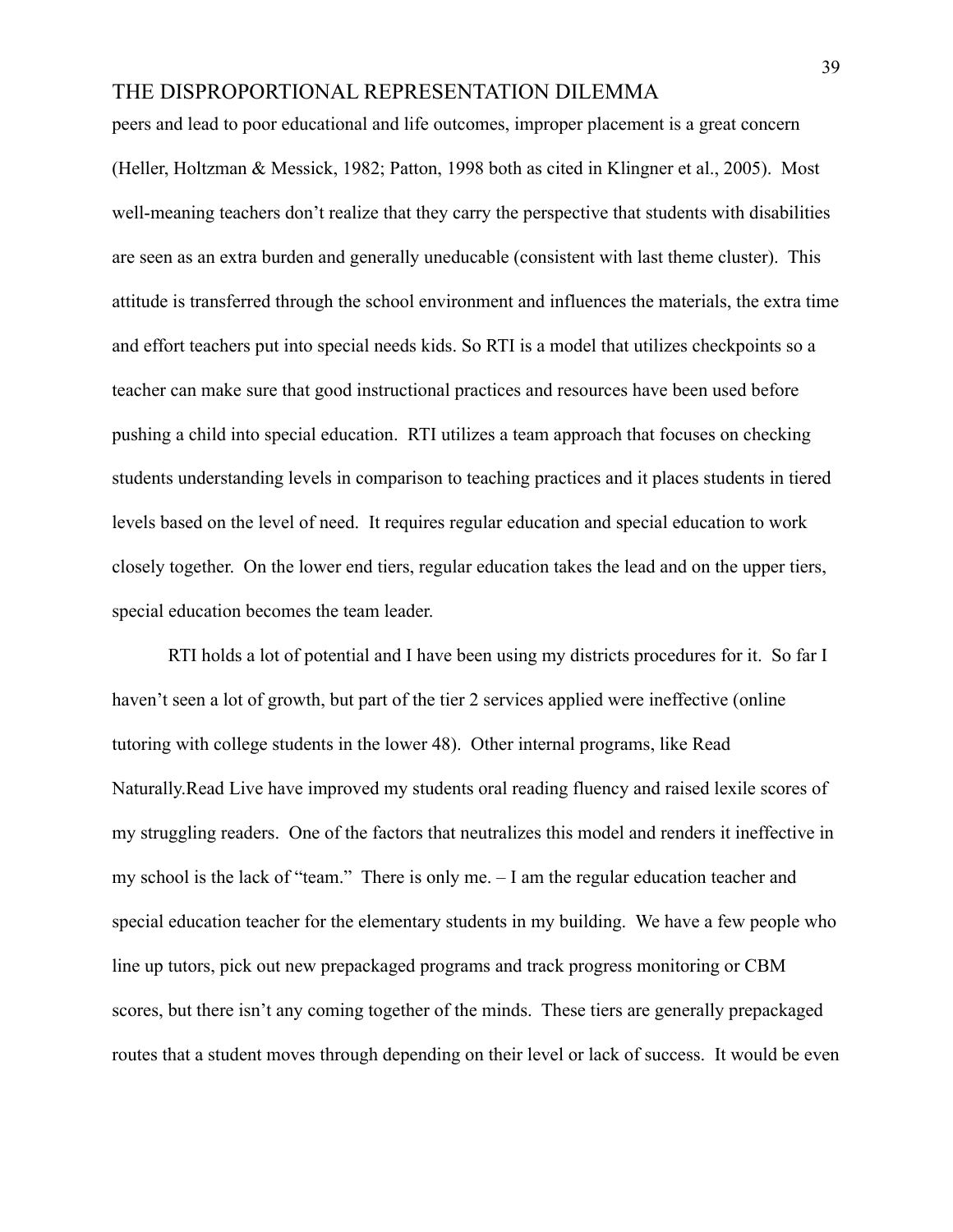peers and lead to poor educational and life outcomes, improper placement is a great concern (Heller, Holtzman & Messick, 1982; Patton, 1998 both as cited in Klingner et al., 2005). Most well-meaning teachers don't realize that they carry the perspective that students with disabilities are seen as an extra burden and generally uneducable (consistent with last theme cluster). This attitude is transferred through the school environment and influences the materials, the extra time and effort teachers put into special needs kids. So RTI is a model that utilizes checkpoints so a teacher can make sure that good instructional practices and resources have been used before pushing a child into special education. RTI utilizes a team approach that focuses on checking students understanding levels in comparison to teaching practices and it places students in tiered levels based on the level of need. It requires regular education and special education to work closely together. On the lower end tiers, regular education takes the lead and on the upper tiers, special education becomes the team leader.

RTI holds a lot of potential and I have been using my districts procedures for it. So far I haven't seen a lot of growth, but part of the tier 2 services applied were ineffective (online tutoring with college students in the lower 48). Other internal programs, like Read Naturally.Read Live have improved my students oral reading fluency and raised lexile scores of my struggling readers. One of the factors that neutralizes this model and renders it ineffective in my school is the lack of "team." There is only me. – I am the regular education teacher and special education teacher for the elementary students in my building. We have a few people who line up tutors, pick out new prepackaged programs and track progress monitoring or CBM scores, but there isn't any coming together of the minds. These tiers are generally prepackaged routes that a student moves through depending on their level or lack of success. It would be even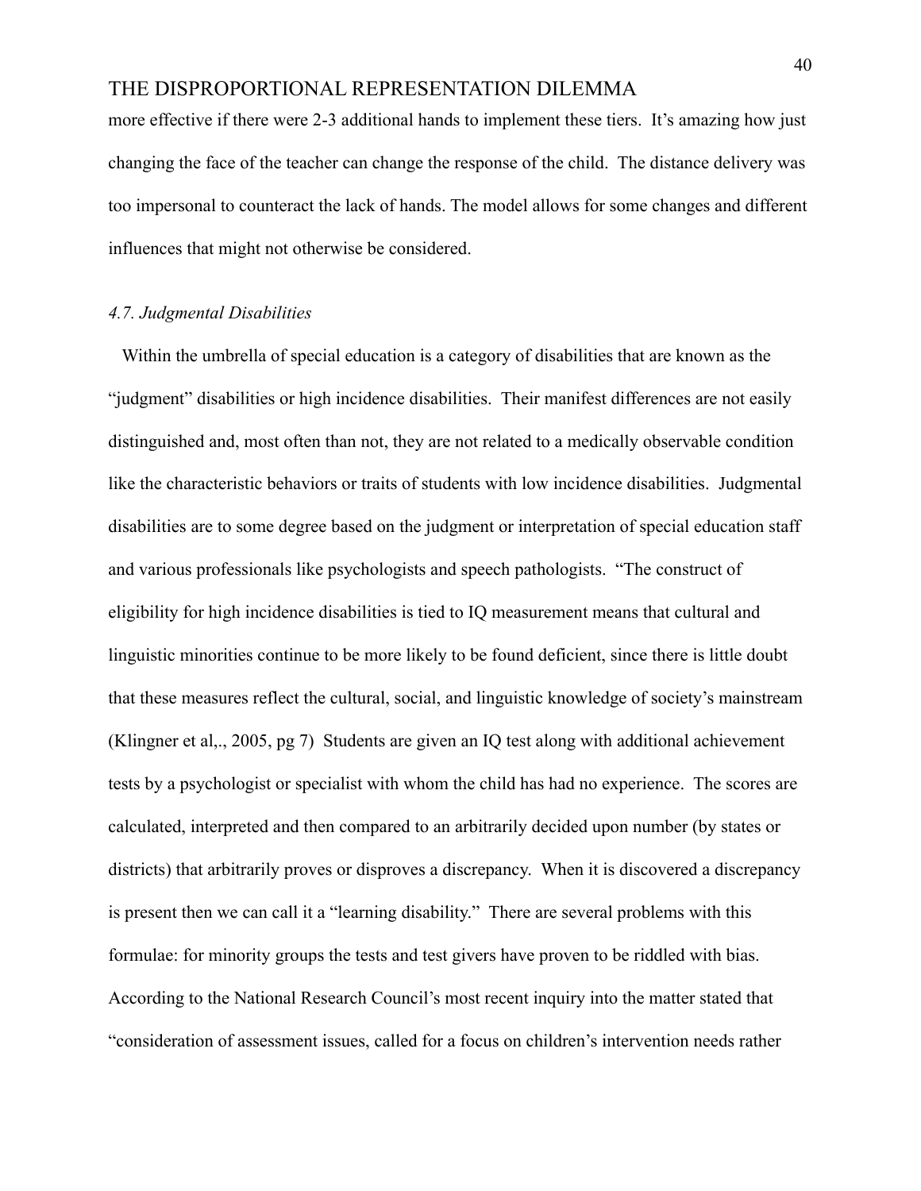more effective if there were 2-3 additional hands to implement these tiers. It's amazing how just changing the face of the teacher can change the response of the child. The distance delivery was too impersonal to counteract the lack of hands. The model allows for some changes and different influences that might not otherwise be considered.

### *4.7. Judgmental Disabilities*

Within the umbrella of special education is a category of disabilities that are known as the "judgment" disabilities or high incidence disabilities. Their manifest differences are not easily distinguished and, most often than not, they are not related to a medically observable condition like the characteristic behaviors or traits of students with low incidence disabilities. Judgmental disabilities are to some degree based on the judgment or interpretation of special education staff and various professionals like psychologists and speech pathologists. "The construct of eligibility for high incidence disabilities is tied to IQ measurement means that cultural and linguistic minorities continue to be more likely to be found deficient, since there is little doubt that these measures reflect the cultural, social, and linguistic knowledge of society's mainstream (Klingner et al,., 2005, pg 7) Students are given an IQ test along with additional achievement tests by a psychologist or specialist with whom the child has had no experience. The scores are calculated, interpreted and then compared to an arbitrarily decided upon number (by states or districts) that arbitrarily proves or disproves a discrepancy. When it is discovered a discrepancy is present then we can call it a "learning disability." There are several problems with this formulae: for minority groups the tests and test givers have proven to be riddled with bias. According to the National Research Council's most recent inquiry into the matter stated that "consideration of assessment issues, called for a focus on children's intervention needs rather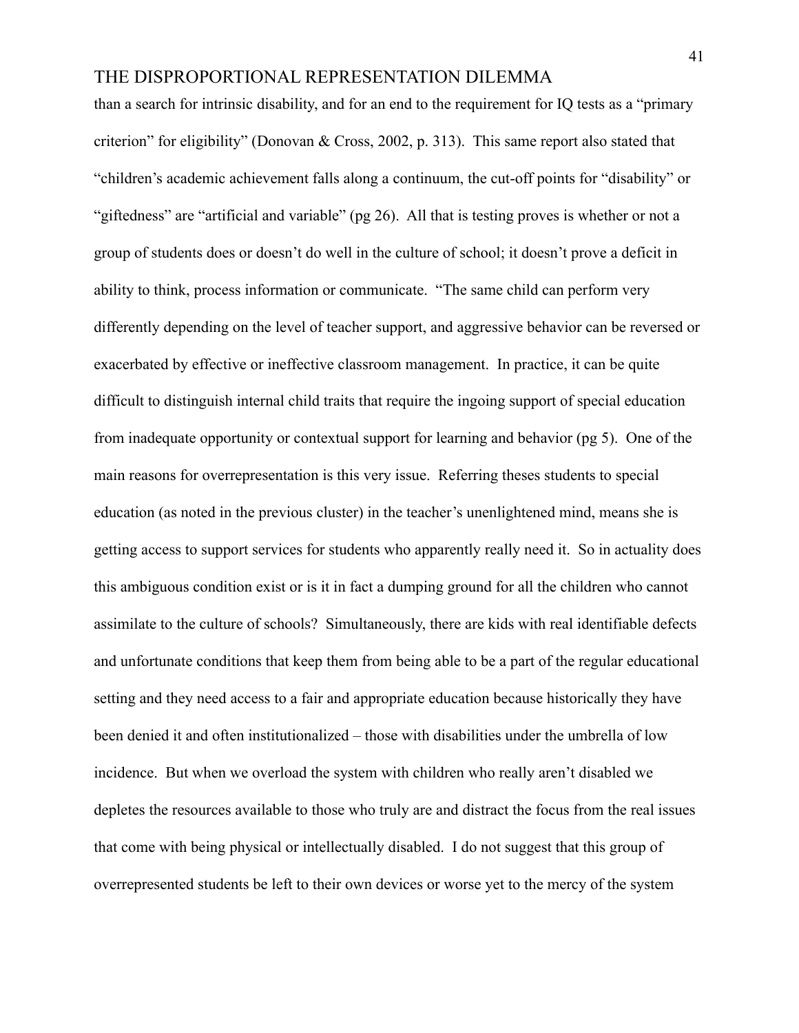than a search for intrinsic disability, and for an end to the requirement for IQ tests as a "primary criterion" for eligibility" (Donovan & Cross, 2002, p. 313). This same report also stated that "children's academic achievement falls along a continuum, the cut-off points for "disability" or "giftedness" are "artificial and variable" (pg 26). All that is testing proves is whether or not a group of students does or doesn't do well in the culture of school; it doesn't prove a deficit in ability to think, process information or communicate. "The same child can perform very differently depending on the level of teacher support, and aggressive behavior can be reversed or exacerbated by effective or ineffective classroom management. In practice, it can be quite difficult to distinguish internal child traits that require the ingoing support of special education from inadequate opportunity or contextual support for learning and behavior (pg 5). One of the main reasons for overrepresentation is this very issue. Referring theses students to special education (as noted in the previous cluster) in the teacher's unenlightened mind, means she is getting access to support services for students who apparently really need it. So in actuality does this ambiguous condition exist or is it in fact a dumping ground for all the children who cannot assimilate to the culture of schools? Simultaneously, there are kids with real identifiable defects and unfortunate conditions that keep them from being able to be a part of the regular educational setting and they need access to a fair and appropriate education because historically they have been denied it and often institutionalized – those with disabilities under the umbrella of low incidence. But when we overload the system with children who really aren't disabled we depletes the resources available to those who truly are and distract the focus from the real issues that come with being physical or intellectually disabled. I do not suggest that this group of overrepresented students be left to their own devices or worse yet to the mercy of the system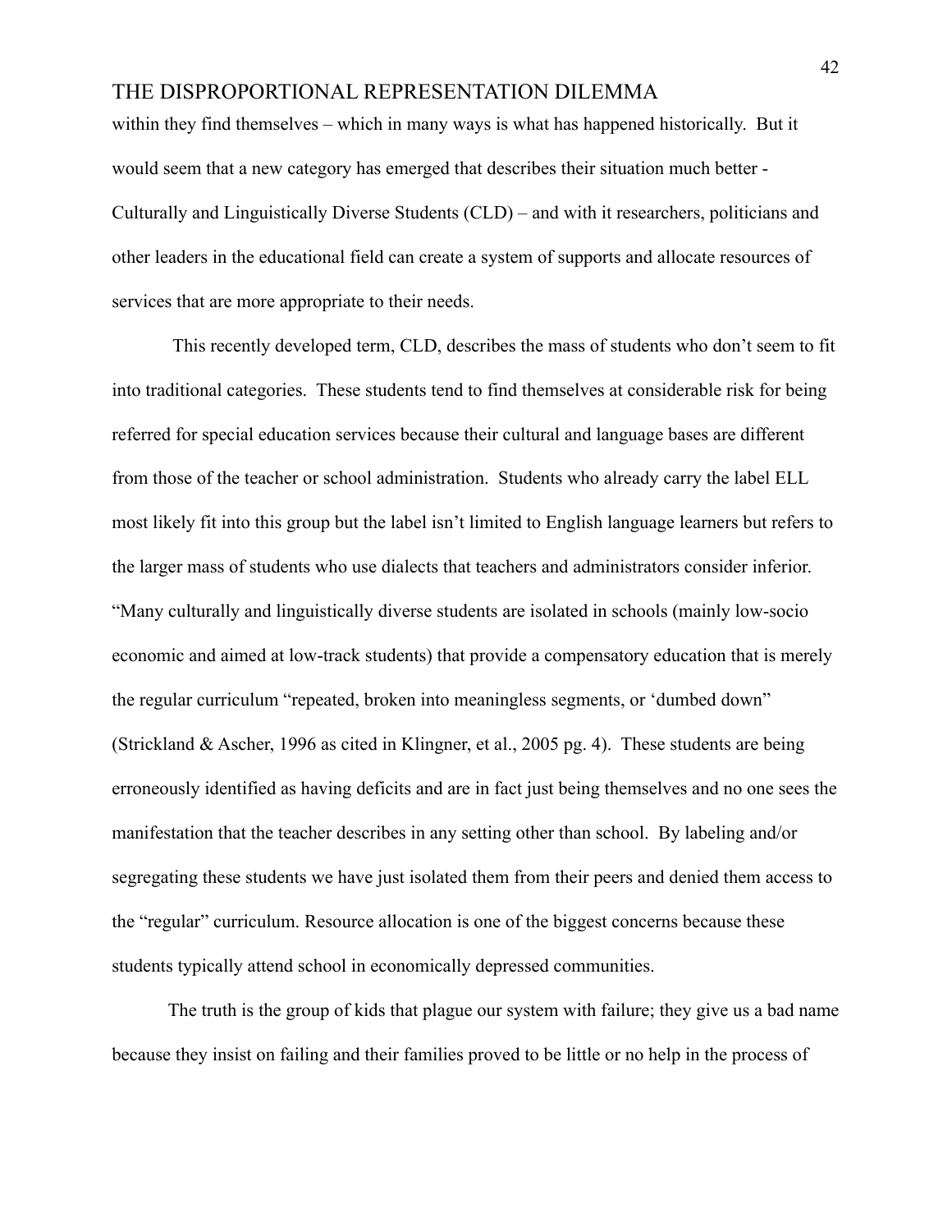within they find themselves – which in many ways is what has happened historically. But it would seem that a new category has emerged that describes their situation much better - Culturally and Linguistically Diverse Students (CLD) – and with it researchers, politicians and other leaders in the educational field can create a system of supports and allocate resources of services that are more appropriate to their needs.

This recently developed term, CLD, describes the mass of students who don't seem to fit into traditional categories. These students tend to find themselves at considerable risk for being referred for special education services because their cultural and language bases are different from those of the teacher or school administration. Students who already carry the label ELL most likely fit into this group but the label isn't limited to English language learners but refers to the larger mass of students who use dialects that teachers and administrators consider inferior. "Many culturally and linguistically diverse students are isolated in schools (mainly low-socio economic and aimed at low-track students) that provide a compensatory education that is merely the regular curriculum "repeated, broken into meaningless segments, or 'dumbed down" (Strickland & Ascher, 1996 as cited in Klingner, et al., 2005 pg. 4). These students are being erroneously identified as having deficits and are in fact just being themselves and no one sees the manifestation that the teacher describes in any setting other than school. By labeling and/or segregating these students we have just isolated them from their peers and denied them access to the "regular" curriculum. Resource allocation is one of the biggest concerns because these students typically attend school in economically depressed communities.

The truth is the group of kids that plague our system with failure; they give us a bad name because they insist on failing and their families proved to be little or no help in the process of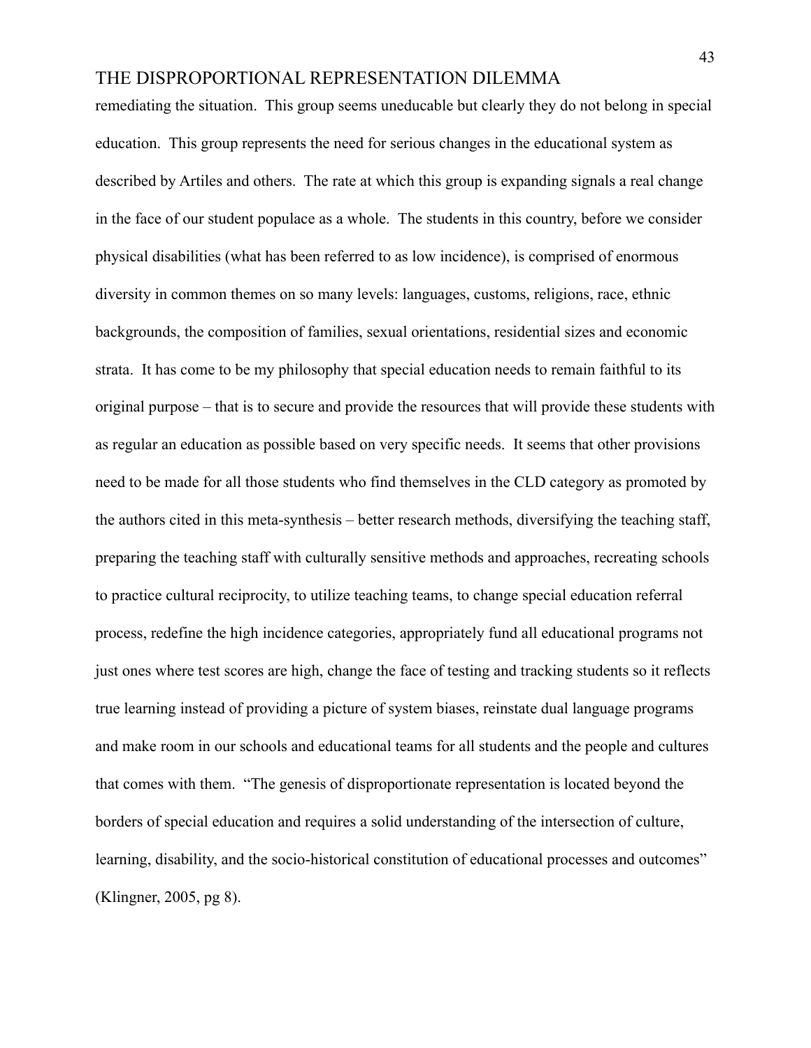remediating the situation. This group seems uneducable but clearly they do not belong in special education. This group represents the need for serious changes in the educational system as described by Artiles and others. The rate at which this group is expanding signals a real change in the face of our student populace as a whole. The students in this country, before we consider physical disabilities (what has been referred to as low incidence), is comprised of enormous diversity in common themes on so many levels: languages, customs, religions, race, ethnic backgrounds, the composition of families, sexual orientations, residential sizes and economic strata. It has come to be my philosophy that special education needs to remain faithful to its original purpose – that is to secure and provide the resources that will provide these students with as regular an education as possible based on very specific needs. It seems that other provisions need to be made for all those students who find themselves in the CLD category as promoted by the authors cited in this meta-synthesis – better research methods, diversifying the teaching staff, preparing the teaching staff with culturally sensitive methods and approaches, recreating schools to practice cultural reciprocity, to utilize teaching teams, to change special education referral process, redefine the high incidence categories, appropriately fund all educational programs not just ones where test scores are high, change the face of testing and tracking students so it reflects true learning instead of providing a picture of system biases, reinstate dual language programs and make room in our schools and educational teams for all students and the people and cultures that comes with them. "The genesis of disproportionate representation is located beyond the borders of special education and requires a solid understanding of the intersection of culture, learning, disability, and the socio-historical constitution of educational processes and outcomes" (Klingner, 2005, pg 8).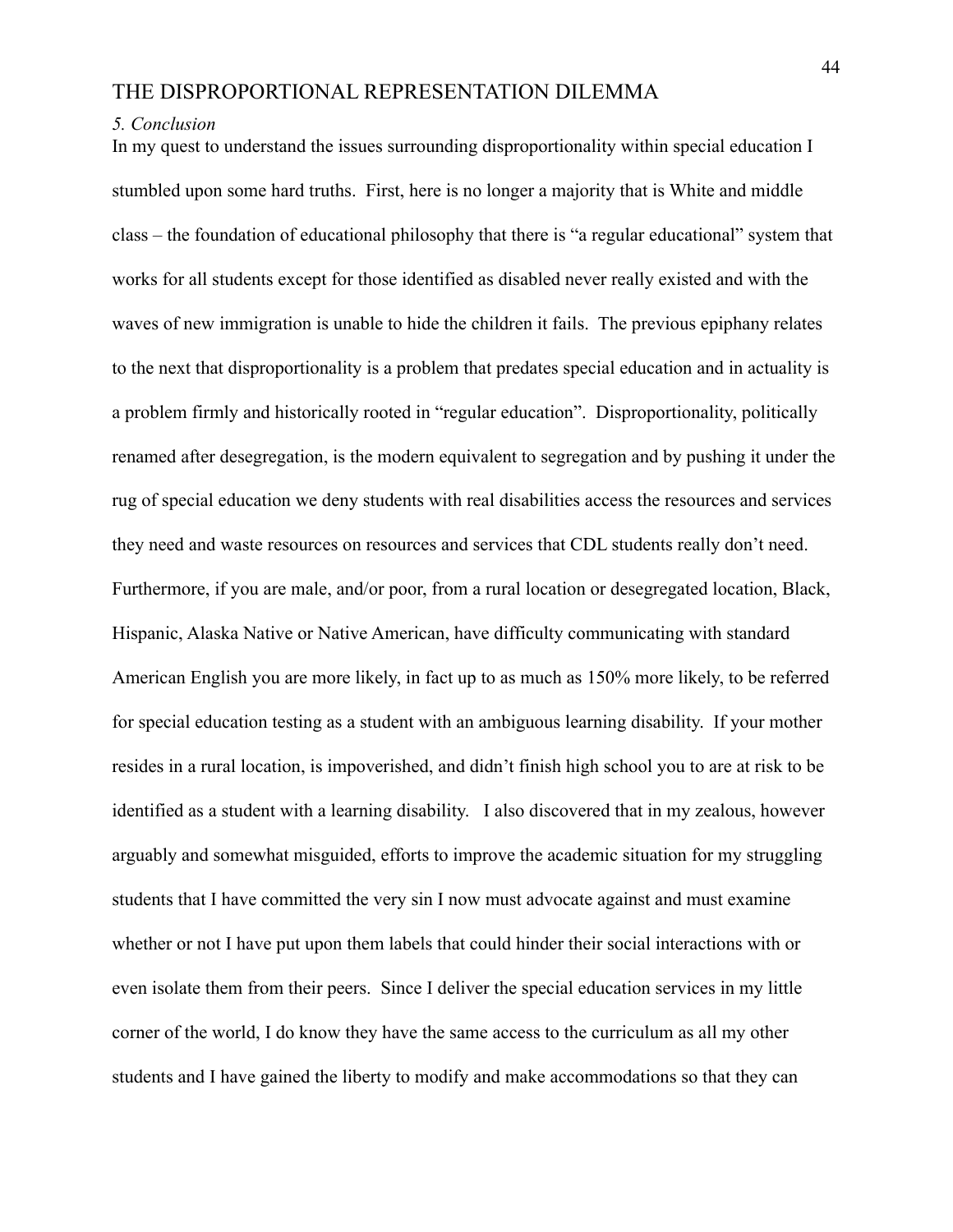### *5. Conclusion*

In my quest to understand the issues surrounding disproportionality within special education I stumbled upon some hard truths. First, here is no longer a majority that is White and middle class – the foundation of educational philosophy that there is "a regular educational" system that works for all students except for those identified as disabled never really existed and with the waves of new immigration is unable to hide the children it fails. The previous epiphany relates to the next that disproportionality is a problem that predates special education and in actuality is a problem firmly and historically rooted in "regular education". Disproportionality, politically renamed after desegregation, is the modern equivalent to segregation and by pushing it under the rug of special education we deny students with real disabilities access the resources and services they need and waste resources on resources and services that CDL students really don't need. Furthermore, if you are male, and/or poor, from a rural location or desegregated location, Black, Hispanic, Alaska Native or Native American, have difficulty communicating with standard American English you are more likely, in fact up to as much as 150% more likely, to be referred for special education testing as a student with an ambiguous learning disability. If your mother resides in a rural location, is impoverished, and didn't finish high school you to are at risk to be identified as a student with a learning disability. I also discovered that in my zealous, however arguably and somewhat misguided, efforts to improve the academic situation for my struggling students that I have committed the very sin I now must advocate against and must examine whether or not I have put upon them labels that could hinder their social interactions with or even isolate them from their peers. Since I deliver the special education services in my little corner of the world, I do know they have the same access to the curriculum as all my other students and I have gained the liberty to modify and make accommodations so that they can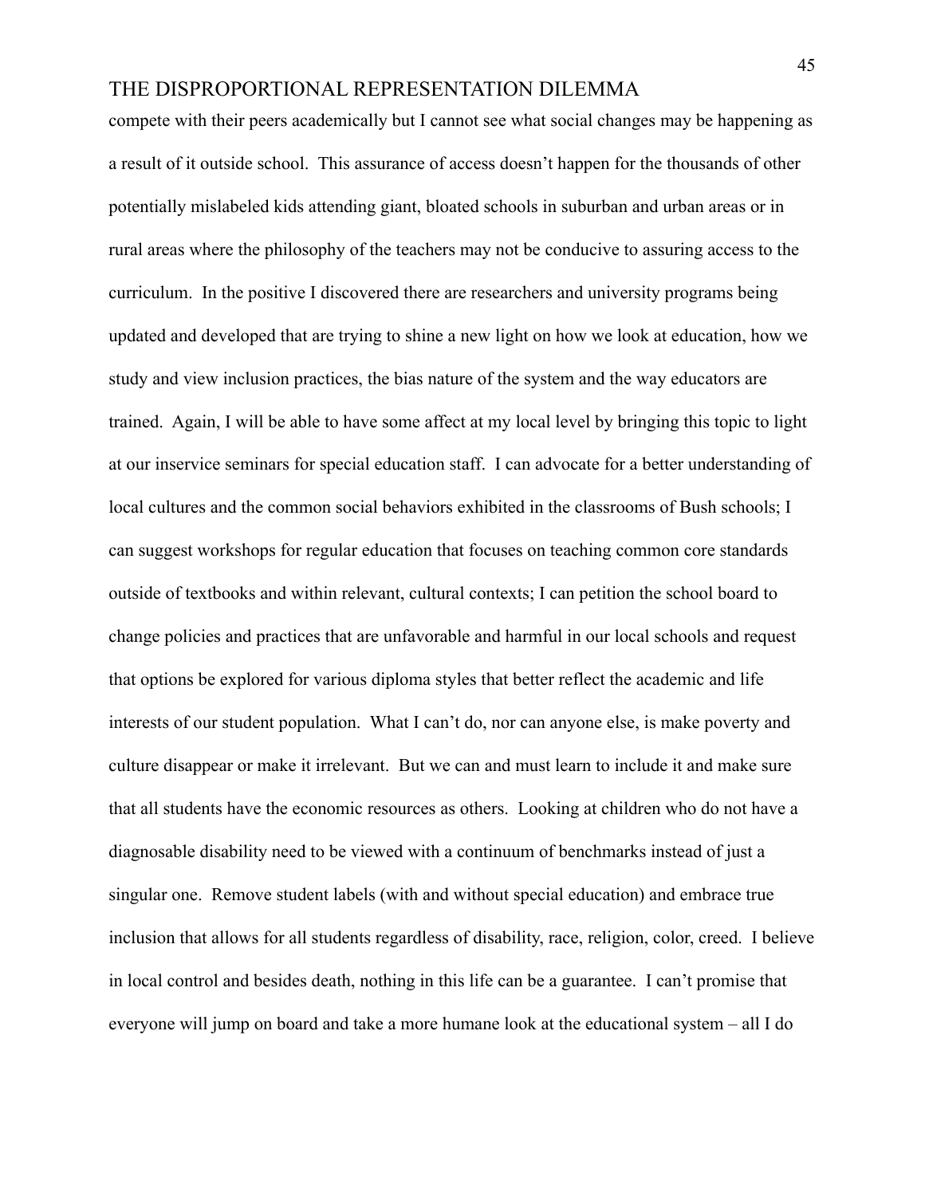compete with their peers academically but I cannot see what social changes may be happening as a result of it outside school. This assurance of access doesn't happen for the thousands of other potentially mislabeled kids attending giant, bloated schools in suburban and urban areas or in rural areas where the philosophy of the teachers may not be conducive to assuring access to the curriculum. In the positive I discovered there are researchers and university programs being updated and developed that are trying to shine a new light on how we look at education, how we study and view inclusion practices, the bias nature of the system and the way educators are trained. Again, I will be able to have some affect at my local level by bringing this topic to light at our inservice seminars for special education staff. I can advocate for a better understanding of local cultures and the common social behaviors exhibited in the classrooms of Bush schools; I can suggest workshops for regular education that focuses on teaching common core standards outside of textbooks and within relevant, cultural contexts; I can petition the school board to change policies and practices that are unfavorable and harmful in our local schools and request that options be explored for various diploma styles that better reflect the academic and life interests of our student population. What I can't do, nor can anyone else, is make poverty and culture disappear or make it irrelevant. But we can and must learn to include it and make sure that all students have the economic resources as others. Looking at children who do not have a diagnosable disability need to be viewed with a continuum of benchmarks instead of just a singular one. Remove student labels (with and without special education) and embrace true inclusion that allows for all students regardless of disability, race, religion, color, creed. I believe in local control and besides death, nothing in this life can be a guarantee. I can't promise that everyone will jump on board and take a more humane look at the educational system – all I do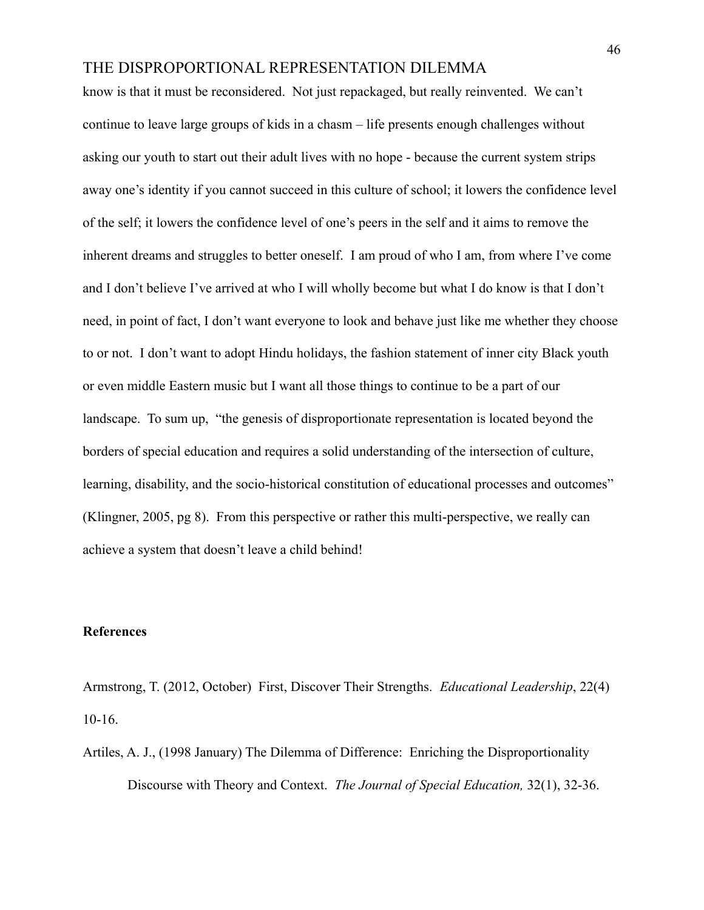know is that it must be reconsidered. Not just repackaged, but really reinvented. We can't continue to leave large groups of kids in a chasm – life presents enough challenges without asking our youth to start out their adult lives with no hope - because the current system strips away one's identity if you cannot succeed in this culture of school; it lowers the confidence level of the self; it lowers the confidence level of one's peers in the self and it aims to remove the inherent dreams and struggles to better oneself. I am proud of who I am, from where I've come and I don't believe I've arrived at who I will wholly become but what I do know is that I don't need, in point of fact, I don't want everyone to look and behave just like me whether they choose to or not. I don't want to adopt Hindu holidays, the fashion statement of inner city Black youth or even middle Eastern music but I want all those things to continue to be a part of our landscape. To sum up, "the genesis of disproportionate representation is located beyond the borders of special education and requires a solid understanding of the intersection of culture, learning, disability, and the socio-historical constitution of educational processes and outcomes" (Klingner, 2005, pg 8). From this perspective or rather this multi-perspective, we really can achieve a system that doesn't leave a child behind!

**References**

Armstrong, T. (2012, October) First, Discover Their Strengths. *Educational Leadership*, 22(4) 10-16.

Artiles, A. J., (1998 January) The Dilemma of Difference: Enriching the Disproportionality Discourse with Theory and Context. *The Journal of Special Education,* 32(1), 32-36.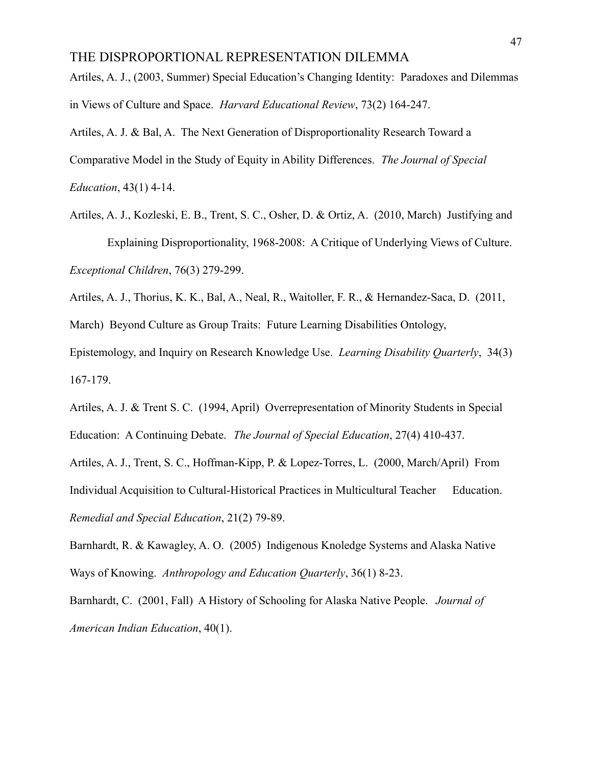Artiles, A. J., (2003, Summer) Special Education's Changing Identity: Paradoxes and Dilemmas in Views of Culture and Space. *Harvard Educational Review*, 73(2) 164-247.

Artiles, A. J. & Bal, A. The Next Generation of Disproportionality Research Toward a Comparative Model in the Study of Equity in Ability Differences. *The Journal of Special Education*, 43(1) 4-14.

Artiles, A. J., Kozleski, E. B., Trent, S. C., Osher, D. & Ortiz, A. (2010, March) Justifying and Explaining Disproportionality, 1968-2008: A Critique of Underlying Views of Culture. *Exceptional Children*, 76(3) 279-299.

Artiles, A. J., Thorius, K. K., Bal, A., Neal, R., Waitoller, F. R., & Hernandez-Saca, D. (2011, March) Beyond Culture as Group Traits: Future Learning Disabilities Ontology, Epistemology, and Inquiry on Research Knowledge Use. *Learning Disability Quarterly*, 34(3) 167-179.

Artiles, A. J. & Trent S. C. (1994, April) Overrepresentation of Minority Students in Special Education: A Continuing Debate. *The Journal of Special Education*, 27(4) 410-437.

Artiles, A. J., Trent, S. C., Hoffman-Kipp, P. & Lopez-Torres, L. (2000, March/April) From Individual Acquisition to Cultural-Historical Practices in Multicultural Teacher Education. *Remedial and Special Education*, 21(2) 79-89.

Barnhardt, R. & Kawagley, A. O. (2005) Indigenous Knoledge Systems and Alaska Native Ways of Knowing. *Anthropology and Education Quarterly*, 36(1) 8-23.

Barnhardt, C. (2001, Fall) A History of Schooling for Alaska Native People. *Journal of American Indian Education*, 40(1).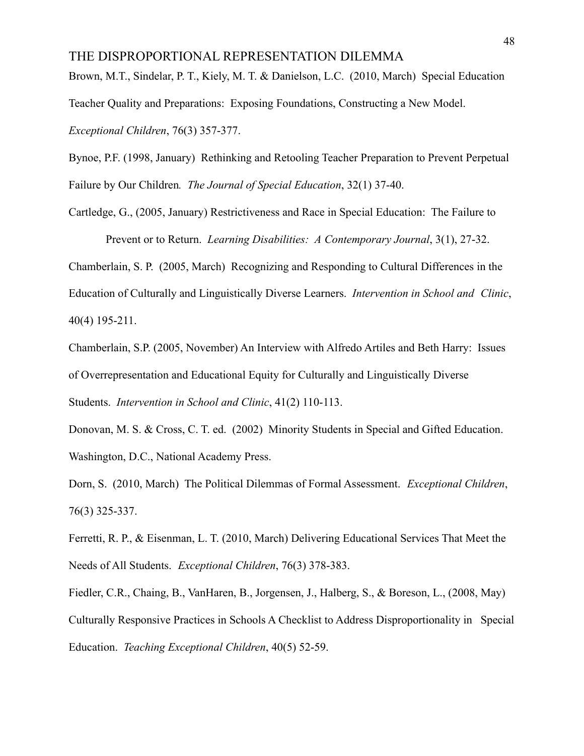Brown, M.T., Sindelar, P. T., Kiely, M. T. & Danielson, L.C. (2010, March) Special Education Teacher Quality and Preparations: Exposing Foundations, Constructing a New Model. *Exceptional Children*, 76(3) 357-377.

Bynoe, P.F. (1998, January) Rethinking and Retooling Teacher Preparation to Prevent Perpetual Failure by Our Children. *The Journal of Special Education*, 32(1) 37-40.

Cartledge, G., (2005, January) Restrictiveness and Race in Special Education: The Failure to Prevent or to Return. *Learning Disabilities: A Contemporary Journal*, 3(1), 27-32.

Chamberlain, S. P. (2005, March) Recognizing and Responding to Cultural Differences in the Education of Culturally and Linguistically Diverse Learners. *Intervention in School and Clinic*, 40(4) 195-211.

Chamberlain, S.P. (2005, November) An Interview with Alfredo Artiles and Beth Harry: Issues of Overrepresentation and Educational Equity for Culturally and Linguistically Diverse Students. *Intervention in School and Clinic*, 41(2) 110-113.

Donovan, M. S. & Cross, C. T. ed. (2002) Minority Students in Special and Gifted Education. Washington, D.C., National Academy Press.

Dorn, S. (2010, March) The Political Dilemmas of Formal Assessment. *Exceptional Children*, 76(3) 325-337.

Ferretti, R. P., & Eisenman, L. T. (2010, March) Delivering Educational Services That Meet the Needs of All Students. *Exceptional Children*, 76(3) 378-383.

Fiedler, C.R., Chaing, B., VanHaren, B., Jorgensen, J., Halberg, S., & Boreson, L., (2008, May) Culturally Responsive Practices in Schools A Checklist to Address Disproportionality in Special Education. *Teaching Exceptional Children*, 40(5) 52-59.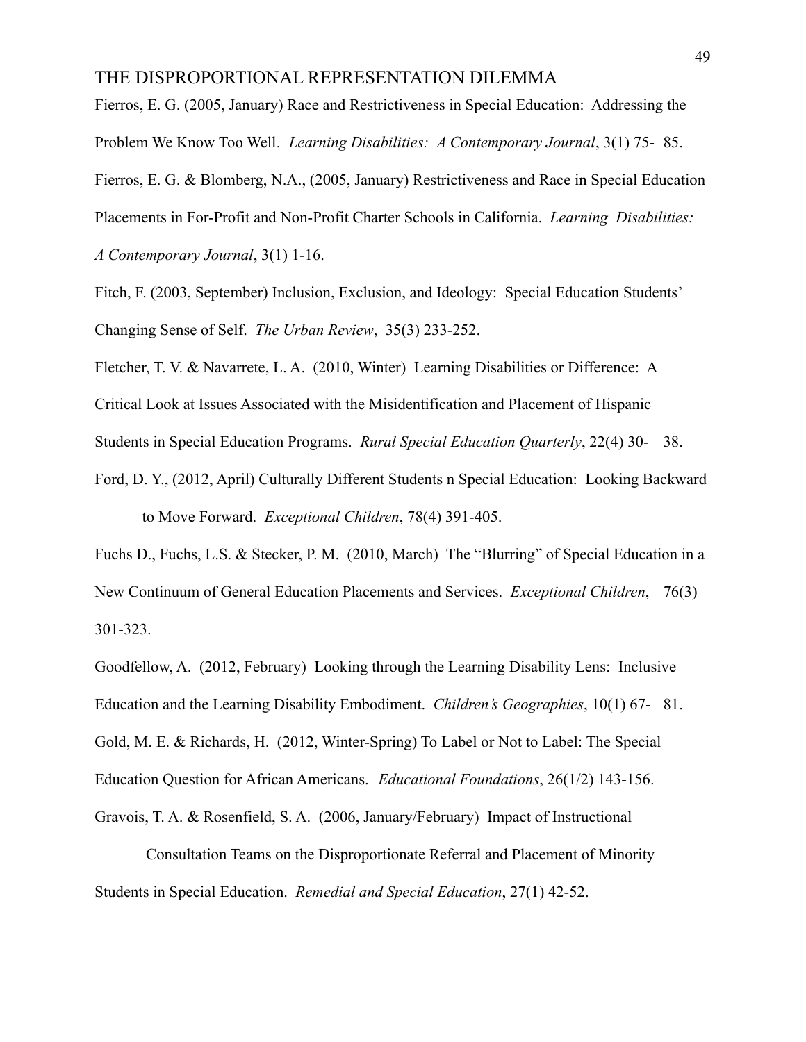Fierros, E. G. (2005, January) Race and Restrictiveness in Special Education: Addressing the Problem We Know Too Well. *Learning Disabilities: A Contemporary Journal*, 3(1) 75- 85.

Fierros, E. G. & Blomberg, N.A., (2005, January) Restrictiveness and Race in Special Education Placements in For-Profit and Non-Profit Charter Schools in California. *Learning Disabilities: A Contemporary Journal*, 3(1) 1-16.

Fitch, F. (2003, September) Inclusion, Exclusion, and Ideology: Special Education Students' Changing Sense of Self. *The Urban Review*, 35(3) 233-252.

Fletcher, T. V. & Navarrete, L. A. (2010, Winter) Learning Disabilities or Difference: A Critical Look at Issues Associated with the Misidentification and Placement of Hispanic Students in Special Education Programs. *Rural Special Education Quarterly*, 22(4) 30- 38.

Ford, D. Y., (2012, April) Culturally Different Students n Special Education: Looking Backward to Move Forward. *Exceptional Children*, 78(4) 391-405.

Fuchs D., Fuchs, L.S. & Stecker, P. M. (2010, March) The "Blurring" of Special Education in a New Continuum of General Education Placements and Services. *Exceptional Children*, 76(3) 301-323.

Goodfellow, A. (2012, February) Looking through the Learning Disability Lens: Inclusive Education and the Learning Disability Embodiment. *Children's Geographies*, 10(1) 67- 81.

Gold, M. E. & Richards, H. (2012, Winter-Spring) To Label or Not to Label: The Special Education Question for African Americans. *Educational Foundations*, 26(1/2) 143-156.

Gravois, T. A. & Rosenfield, S. A. (2006, January/February) Impact of Instructional Consultation Teams on the Disproportionate Referral and Placement of Minority Students in Special Education. *Remedial and Special Education*, 27(1) 42-52.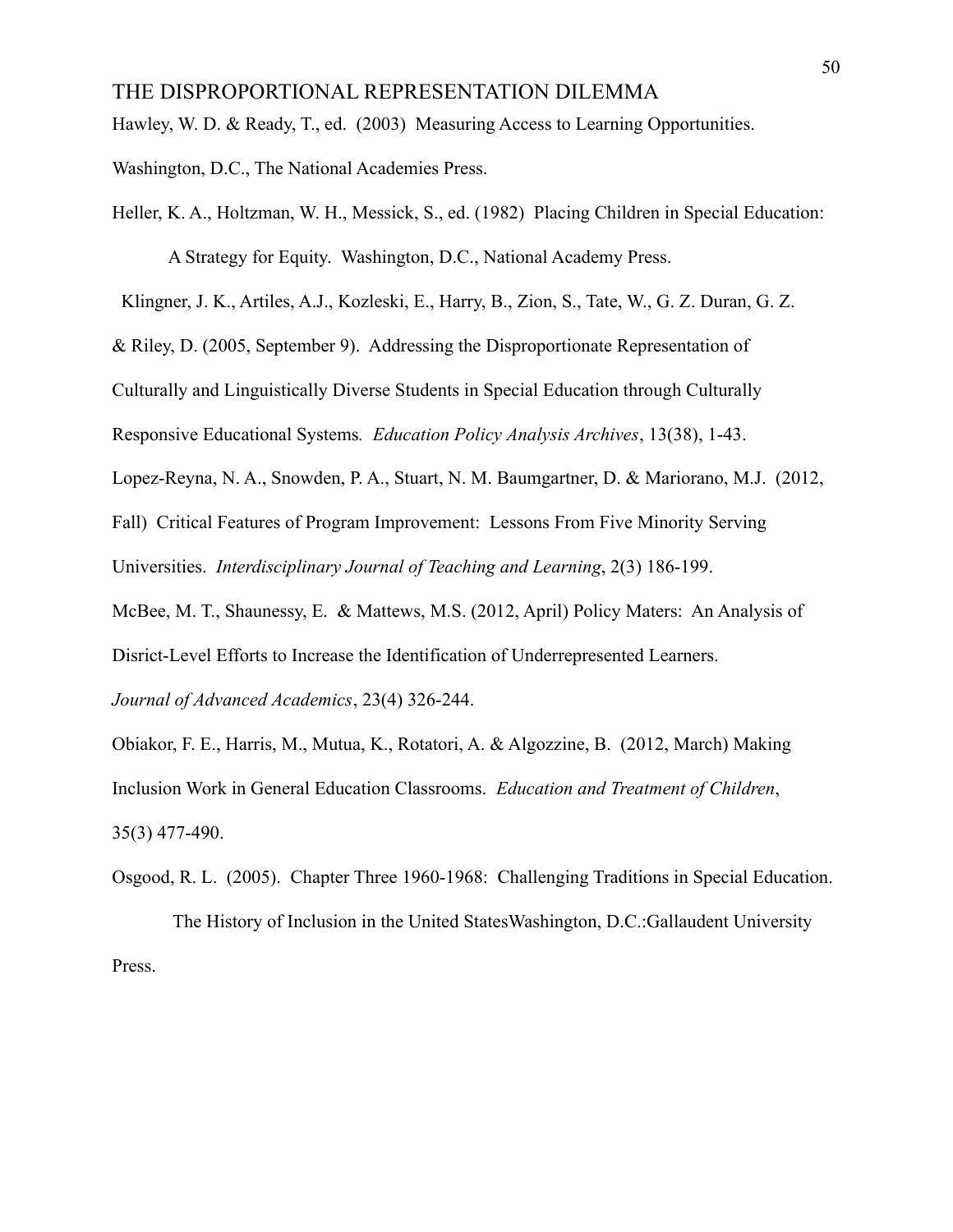Hawley, W. D. & Ready, T., ed. (2003) Measuring Access to Learning Opportunities. Washington, D.C., The National Academies Press.

Heller, K. A., Holtzman, W. H., Messick, S., ed. (1982) Placing Children in Special Education: A Strategy for Equity. Washington, D.C., National Academy Press.

Klingner, J. K., Artiles, A.J., Kozleski, E., Harry, B., Zion, S., Tate, W., G. Z. Duran, G. Z. & Riley, D. (2005, September 9). Addressing the Disproportionate Representation of Culturally and Linguistically Diverse Students in Special Education through Culturally Responsive Educational Systems. *Education Policy Analysis Archives*, 13(38), 1-43.

Lopez-Reyna, N. A., Snowden, P. A., Stuart, N. M. Baumgartner, D. & Mariorano, M.J. (2012, Fall) Critical Features of Program Improvement: Lessons From Five Minority Serving Universities. *Interdisciplinary Journal of Teaching and Learning*, 2(3) 186-199.

McBee, M. T., Shaunessy, E. & Mattews, M.S. (2012, April) Policy Maters: An Analysis of Disrict-Level Efforts to Increase the Identification of Underrepresented Learners. *Journal of Advanced Academics*, 23(4) 326-244.

Obiakor, F. E., Harris, M., Mutua, K., Rotatori, A. & Algozzine, B. (2012, March) Making Inclusion Work in General Education Classrooms. *Education and Treatment of Children*, 35(3) 477-490.

Osgood, R. L. (2005). Chapter Three 1960-1968: Challenging Traditions in Special Education. The History of Inclusion in the United StatesWashington, D.C.:Gallaudent University Press.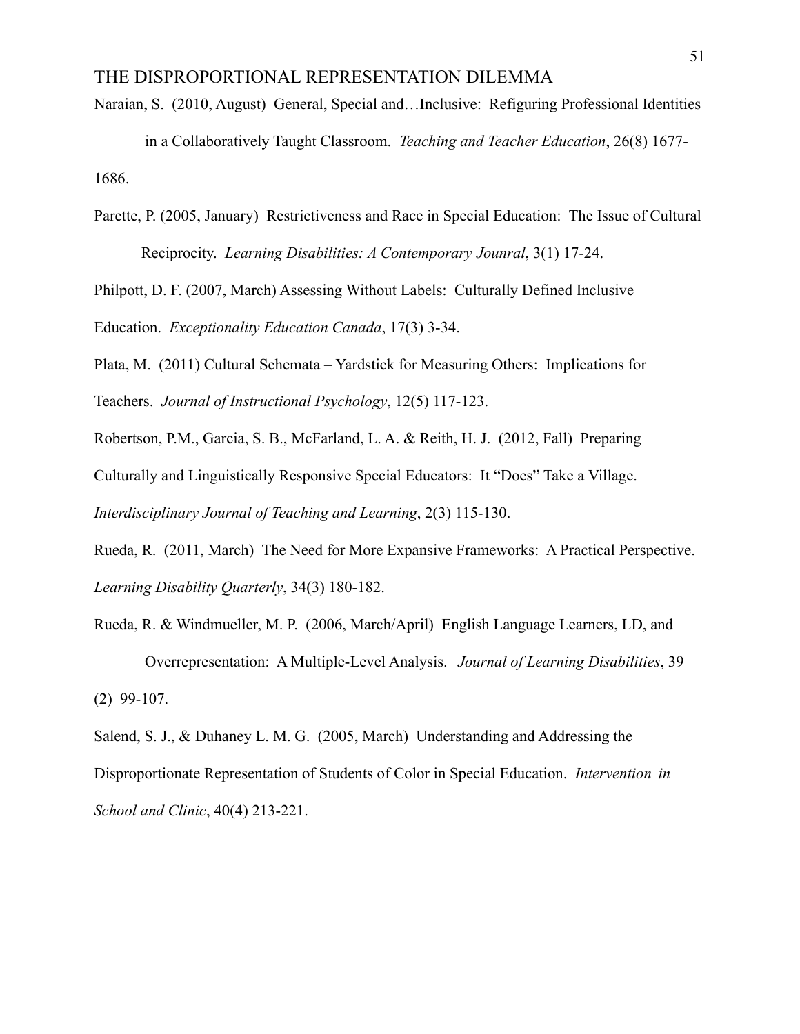Naraian, S. (2010, August) General, Special and…Inclusive: Refiguring Professional Identities in a Collaboratively Taught Classroom. *Teaching and Teacher Education*, 26(8) 1677-1686.

Parette, P. (2005, January) Restrictiveness and Race in Special Education: The Issue of Cultural Reciprocity. *Learning Disabilities: A Contemporary Jounral*, 3(1) 17-24.

Philpott, D. F. (2007, March) Assessing Without Labels: Culturally Defined Inclusive Education. *Exceptionality Education Canada*, 17(3) 3-34.

Plata, M. (2011) Cultural Schemata – Yardstick for Measuring Others: Implications for Teachers. *Journal of Instructional Psychology*, 12(5) 117-123.

Robertson, P.M., Garcia, S. B., McFarland, L. A. & Reith, H. J. (2012, Fall) Preparing Culturally and Linguistically Responsive Special Educators: It "Does" Take a Village. *Interdisciplinary Journal of Teaching and Learning*, 2(3) 115-130.

Rueda, R. (2011, March) The Need for More Expansive Frameworks: A Practical Perspective. *Learning Disability Quarterly*, 34(3) 180-182.

Rueda, R. & Windmueller, M. P. (2006, March/April) English Language Learners, LD, and Overrepresentation: A Multiple-Level Analysis. *Journal of Learning Disabilities*, 39 (2) 99-107.

Salend, S. J., & Duhaney L. M. G. (2005, March) Understanding and Addressing the Disproportionate Representation of Students of Color in Special Education. *Intervention in School and Clinic*, 40(4) 213-221.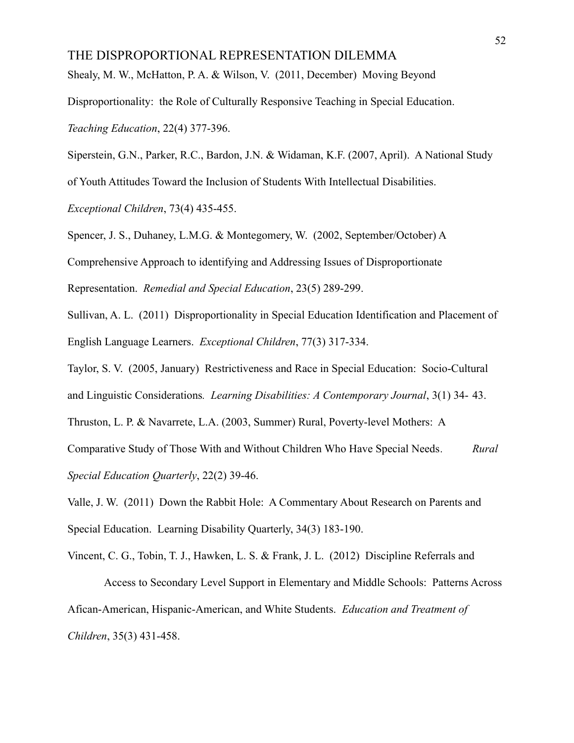Shealy, M. W., McHatton, P. A. & Wilson, V. (2011, December) Moving Beyond Disproportionality: the Role of Culturally Responsive Teaching in Special Education. *Teaching Education*, 22(4) 377-396.

Siperstein, G.N., Parker, R.C., Bardon, J.N. & Widaman, K.F. (2007, April). A National Study of Youth Attitudes Toward the Inclusion of Students With Intellectual Disabilities. *Exceptional Children*, 73(4) 435-455.

Spencer, J. S., Duhaney, L.M.G. & Montegomery, W. (2002, September/October) A Comprehensive Approach to identifying and Addressing Issues of Disproportionate Representation. *Remedial and Special Education*, 23(5) 289-299.

Sullivan, A. L. (2011) Disproportionality in Special Education Identification and Placement of English Language Learners. *Exceptional Children*, 77(3) 317-334.

Taylor, S. V. (2005, January) Restrictiveness and Race in Special Education: Socio-Cultural and Linguistic Considerations. *Learning Disabilities: A Contemporary Journal*, 3(1) 34- 43.

Thruston, L. P. & Navarrete, L.A. (2003, Summer) Rural, Poverty-level Mothers: A Comparative Study of Those With and Without Children Who Have Special Needs. *Rural Special Education Quarterly*, 22(2) 39-46.

Valle, J. W. (2011) Down the Rabbit Hole: A Commentary About Research on Parents and Special Education. Learning Disability Quarterly, 34(3) 183-190.

Vincent, C. G., Tobin, T. J., Hawken, L. S. & Frank, J. L. (2012) Discipline Referrals and Access to Secondary Level Support in Elementary and Middle Schools: Patterns Across Afican-American, Hispanic-American, and White Students. *Education and Treatment of Children*, 35(3) 431-458.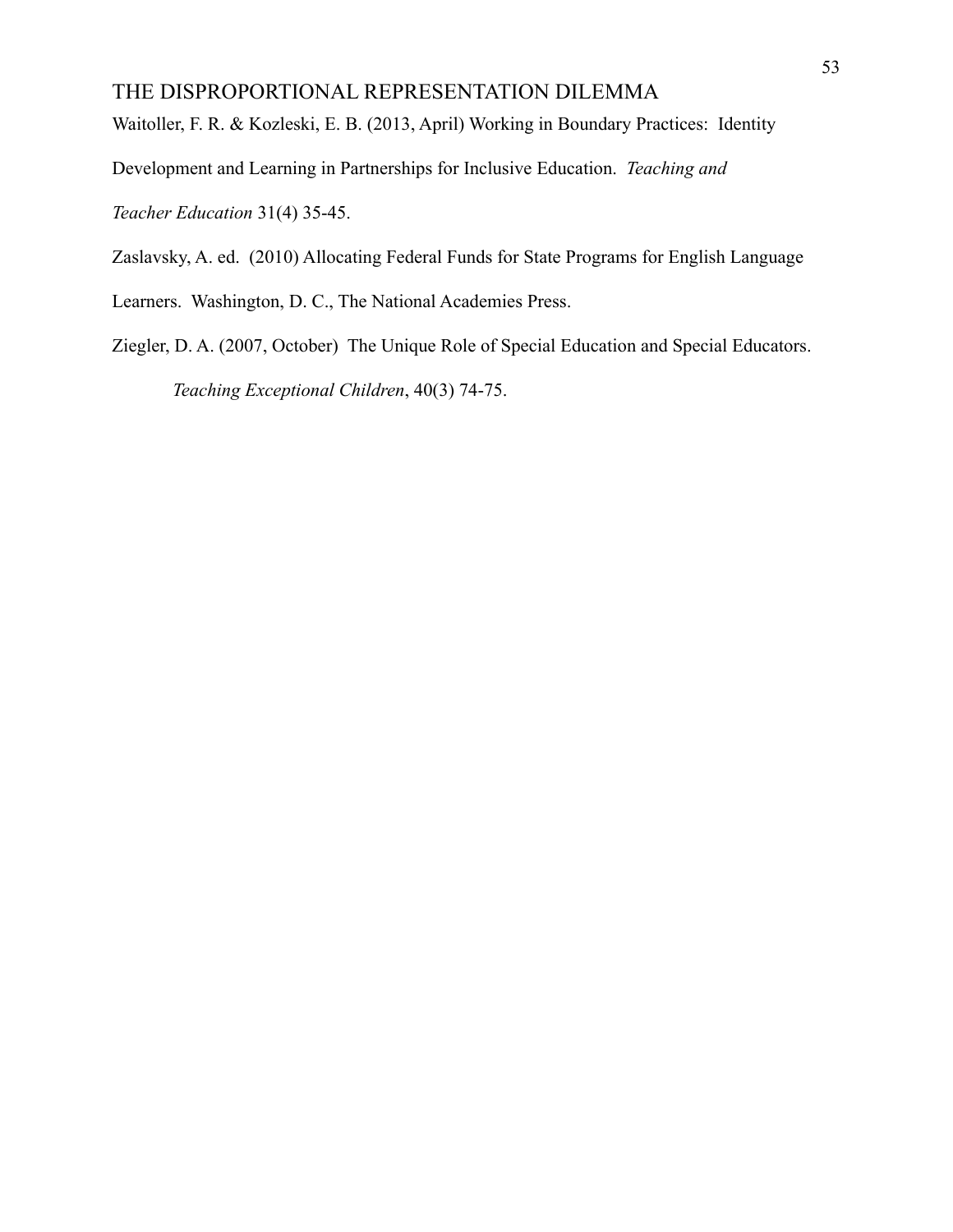Waitoller, F. R. & Kozleski, E. B. (2013, April) Working in Boundary Practices: Identity Development and Learning in Partnerships for Inclusive Education. *Teaching and Teacher Education* 31(4) 35-45.

Zaslavsky, A. ed. (2010) Allocating Federal Funds for State Programs for English Language Learners. Washington, D. C., The National Academies Press.

Ziegler, D. A. (2007, October) The Unique Role of Special Education and Special Educators. *Teaching Exceptional Children*, 40(3) 74-75.